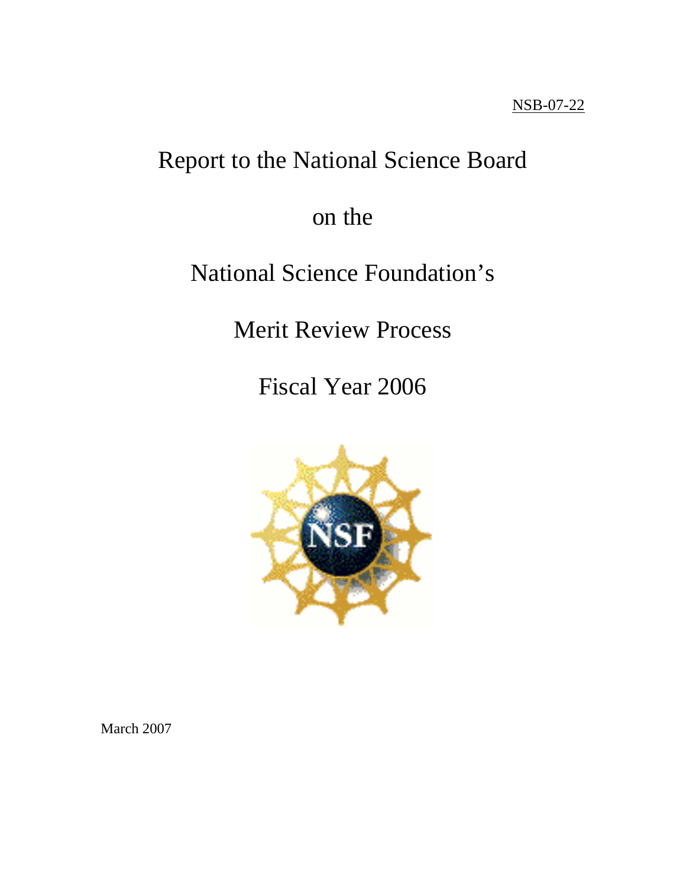NSB-07-22

# Report to the National Science Board

# on the

# National Science Foundation's

# Merit Review Process

# Fiscal Year 2006

March 2007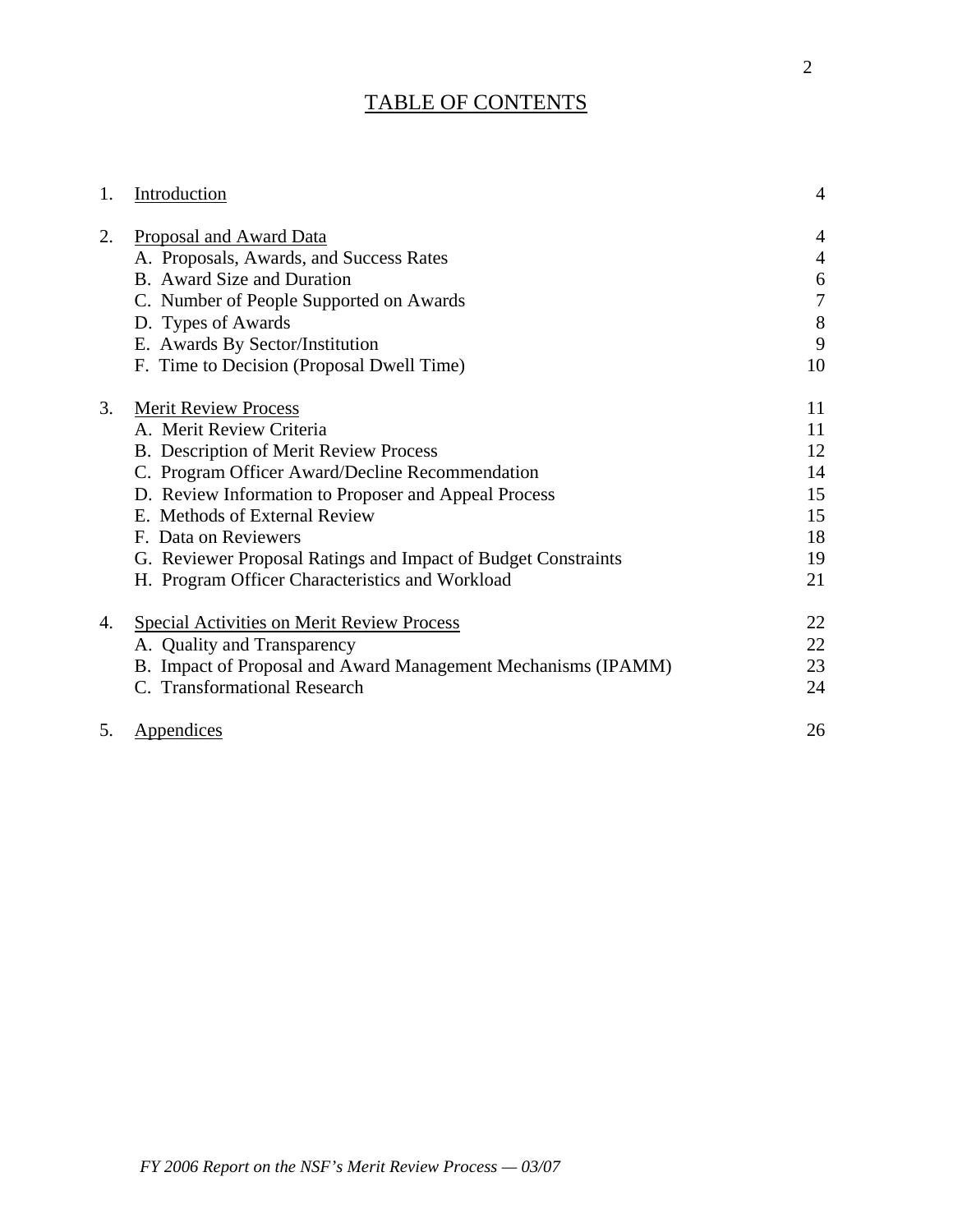# TABLE OF CONTENTS

| | | |
|---|---|---|
| 1. | Introduction | 4 |
| 2. | Proposal and Award Data | 4 |
| | A. Proposals, Awards, and Success Rates | 4 |
| | B. Award Size and Duration | 6 |
| | C. Number of People Supported on Awards | 7 |
| | D. Types of Awards | 8 |
| | E. Awards By Sector/Institution | 9 |
| | F. Time to Decision (Proposal Dwell Time) | 10 |
| 3. | Merit Review Process | 11 |
| | A. Merit Review Criteria | 11 |
| | B. Description of Merit Review Process | 12 |
| | C. Program Officer Award/Decline Recommendation | 14 |
| | D. Review Information to Proposer and Appeal Process | 15 |
| | E. Methods of External Review | 15 |
| | F. Data on Reviewers | 18 |
| | G. Reviewer Proposal Ratings and Impact of Budget Constraints | 19 |
| | H. Program Officer Characteristics and Workload | 21 |
| 4. | Special Activities on Merit Review Process | 22 |
| | A. Quality and Transparency | 22 |
| | B. Impact of Proposal and Award Management Mechanisms (IPAMM) | 23 |
| | C. Transformational Research | 24 |
| 5. | Appendices | 26 |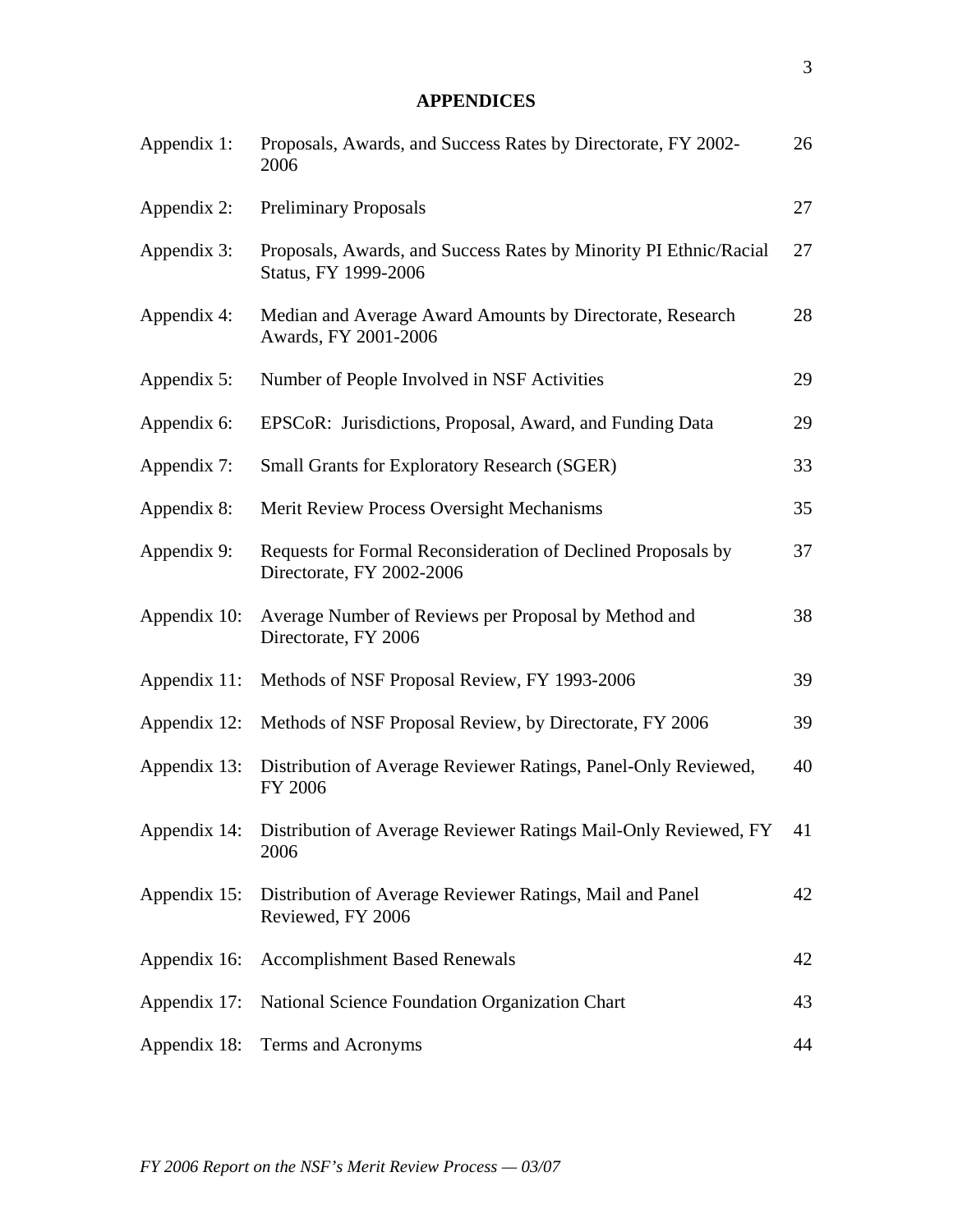## APPENDICES

| | | |
|---|---|---|
| Appendix 1: | Proposals, Awards, and Success Rates by Directorate, FY 2002-2006 | 26 |
| Appendix 2: | Preliminary Proposals | 27 |
| Appendix 3: | Proposals, Awards, and Success Rates by Minority PI Ethnic/Racial Status, FY 1999-2006 | 27 |
| Appendix 4: | Median and Average Award Amounts by Directorate, Research Awards, FY 2001-2006 | 28 |
| Appendix 5: | Number of People Involved in NSF Activities | 29 |
| Appendix 6: | EPSCoR: Jurisdictions, Proposal, Award, and Funding Data | 29 |
| Appendix 7: | Small Grants for Exploratory Research (SGER) | 33 |
| Appendix 8: | Merit Review Process Oversight Mechanisms | 35 |
| Appendix 9: | Requests for Formal Reconsideration of Declined Proposals by Directorate, FY 2002-2006 | 37 |
| Appendix 10: | Average Number of Reviews per Proposal by Method and Directorate, FY 2006 | 38 |
| Appendix 11: | Methods of NSF Proposal Review, FY 1993-2006 | 39 |
| Appendix 12: | Methods of NSF Proposal Review, by Directorate, FY 2006 | 39 |
| Appendix 13: | Distribution of Average Reviewer Ratings, Panel-Only Reviewed, FY 2006 | 40 |
| Appendix 14: | Distribution of Average Reviewer Ratings Mail-Only Reviewed, FY 2006 | 41 |
| Appendix 15: | Distribution of Average Reviewer Ratings, Mail and Panel Reviewed, FY 2006 | 42 |
| Appendix 16: | Accomplishment Based Renewals | 42 |
| Appendix 17: | National Science Foundation Organization Chart | 43 |
| Appendix 18: | Terms and Acronyms | 44 |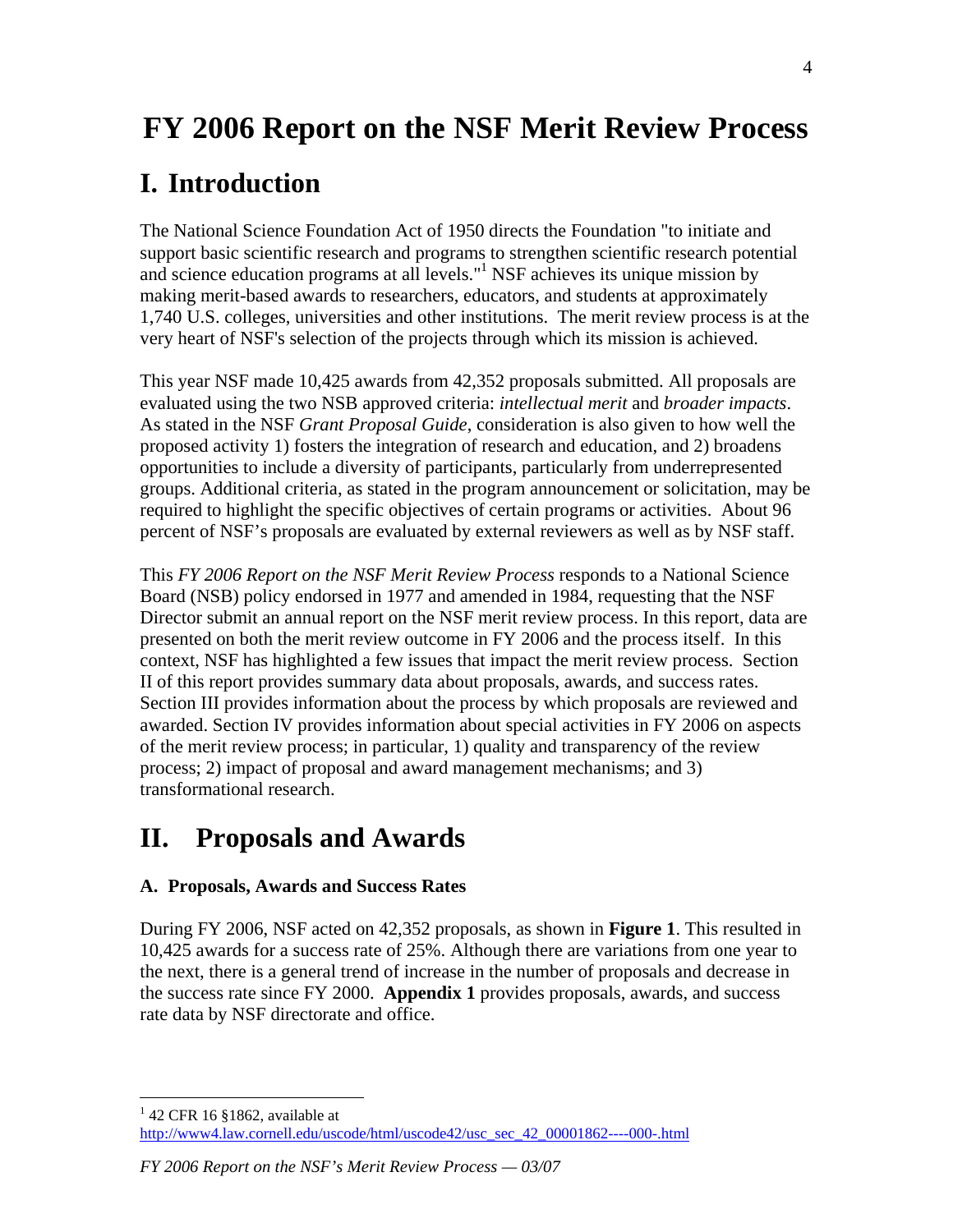# FY 2006 Report on the NSF Merit Review Process

# I. Introduction

The National Science Foundation Act of 1950 directs the Foundation "to initiate and support basic scientific research and programs to strengthen scientific research potential and science education programs at all levels."[1] NSF achieves its unique mission by making merit-based awards to researchers, educators, and students at approximately 1,740 U.S. colleges, universities and other institutions. The merit review process is at the very heart of NSF's selection of the projects through which its mission is achieved.

This year NSF made 10,425 awards from 42,352 proposals submitted. All proposals are evaluated using the two NSB approved criteria: *intellectual merit* and *broader impacts*. As stated in the NSF *Grant Proposal Guide*, consideration is also given to how well the proposed activity 1) fosters the integration of research and education, and 2) broadens opportunities to include a diversity of participants, particularly from underrepresented groups. Additional criteria, as stated in the program announcement or solicitation, may be required to highlight the specific objectives of certain programs or activities. About 96 percent of NSF's proposals are evaluated by external reviewers as well as by NSF staff.

This *FY 2006 Report on the NSF Merit Review Process* responds to a National Science Board (NSB) policy endorsed in 1977 and amended in 1984, requesting that the NSF Director submit an annual report on the NSF merit review process. In this report, data are presented on both the merit review outcome in FY 2006 and the process itself. In this context, NSF has highlighted a few issues that impact the merit review process. Section II of this report provides summary data about proposals, awards, and success rates. Section III provides information about the process by which proposals are reviewed and awarded. Section IV provides information about special activities in FY 2006 on aspects of the merit review process; in particular, 1) quality and transparency of the review process; 2) impact of proposal and award management mechanisms; and 3) transformational research.

# II. Proposals and Awards

### A. Proposals, Awards and Success Rates

During FY 2006, NSF acted on 42,352 proposals, as shown in **Figure 1**. This resulted in 10,425 awards for a success rate of 25%. Although there are variations from one year to the next, there is a general trend of increase in the number of proposals and decrease in the success rate since FY 2000. **Appendix 1** provides proposals, awards, and success rate data by NSF directorate and office.

---

[1] 42 CFR 16 §1862, available at http://www4.law.cornell.edu/uscode/html/uscode42/usc_sec_42_00001862----000-.html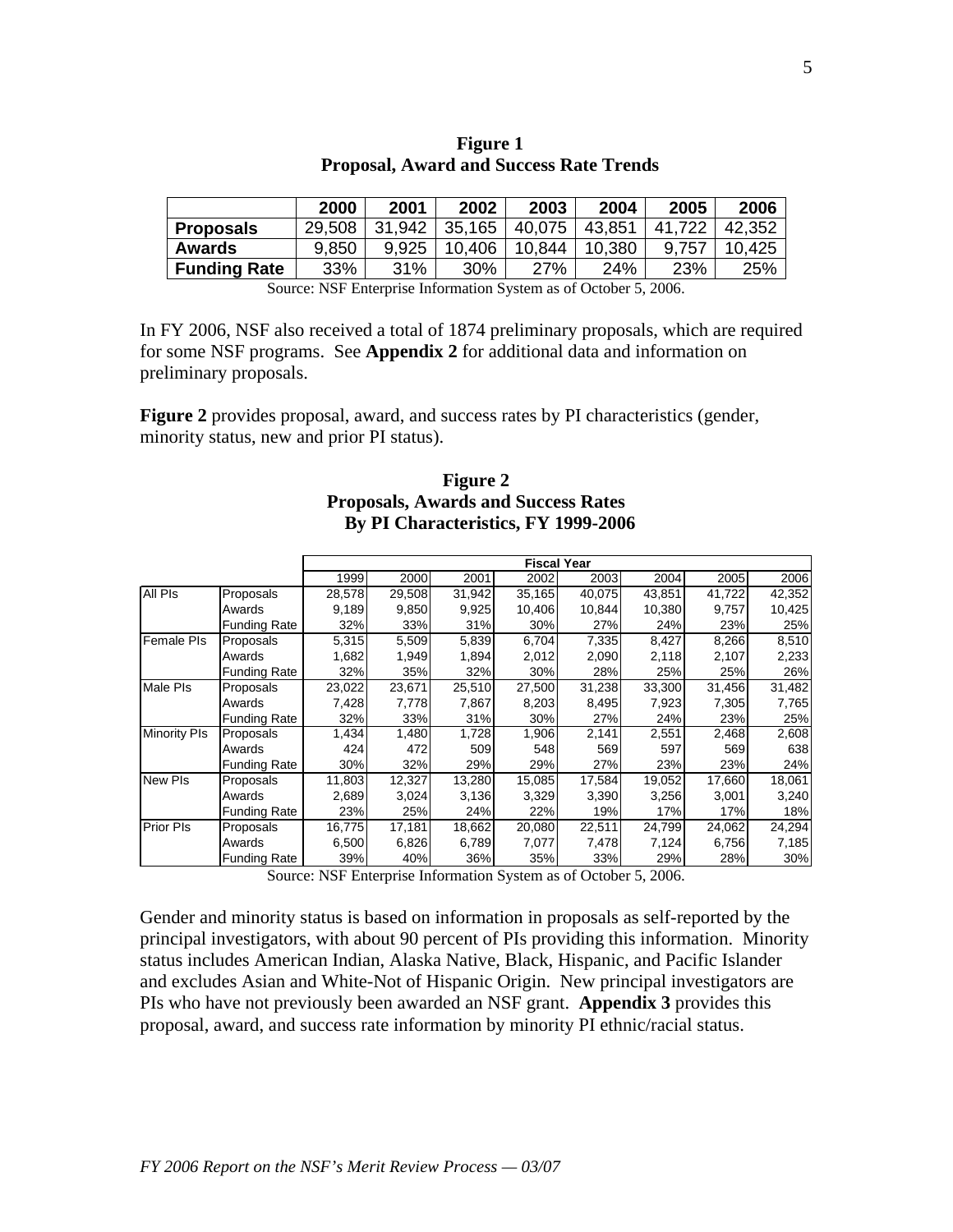**Figure 1**
**Proposal, Award and Success Rate Trends**

| | 2000 | 2001 | 2002 | 2003 | 2004 | 2005 | 2006 |
|---|---|---|---|---|---|---|---|
| **Proposals** | 29,508 | 31,942 | 35,165 | 40,075 | 43,851 | 41,722 | 42,352 |
| **Awards** | 9,850 | 9,925 | 10,406 | 10,844 | 10,380 | 9,757 | 10,425 |
| **Funding Rate** | 33% | 31% | 30% | 27% | 24% | 23% | 25% |

Source: NSF Enterprise Information System as of October 5, 2006.

In FY 2006, NSF also received a total of 1874 preliminary proposals, which are required for some NSF programs. See **Appendix 2** for additional data and information on preliminary proposals.

**Figure 2** provides proposal, award, and success rates by PI characteristics (gender, minority status, new and prior PI status).

**Figure 2**
**Proposals, Awards and Success Rates**
**By PI Characteristics, FY 1999-2006**

| | | Fiscal Year | | | | | | | |
|---|---|---|---|---|---|---|---|---|---|
| | | 1999 | 2000 | 2001 | 2002 | 2003 | 2004 | 2005 | 2006 |
| All PIs | Proposals | 28,578 | 29,508 | 31,942 | 35,165 | 40,075 | 43,851 | 41,722 | 42,352 |
| | Awards | 9,189 | 9,850 | 9,925 | 10,406 | 10,844 | 10,380 | 9,757 | 10,425 |
| | Funding Rate | 32% | 33% | 31% | 30% | 27% | 24% | 23% | 25% |
| Female PIs | Proposals | 5,315 | 5,509 | 5,839 | 6,704 | 7,335 | 8,427 | 8,266 | 8,510 |
| | Awards | 1,682 | 1,949 | 1,894 | 2,012 | 2,090 | 2,118 | 2,107 | 2,233 |
| | Funding Rate | 32% | 35% | 32% | 30% | 28% | 25% | 25% | 26% |
| Male PIs | Proposals | 23,022 | 23,671 | 25,510 | 27,500 | 31,238 | 33,300 | 31,456 | 31,482 |
| | Awards | 7,428 | 7,778 | 7,867 | 8,203 | 8,495 | 7,923 | 7,305 | 7,765 |
| | Funding Rate | 32% | 33% | 31% | 30% | 27% | 24% | 23% | 25% |
| Minority PIs | Proposals | 1,434 | 1,480 | 1,728 | 1,906 | 2,141 | 2,551 | 2,468 | 2,608 |
| | Awards | 424 | 472 | 509 | 548 | 569 | 597 | 569 | 638 |
| | Funding Rate | 30% | 32% | 29% | 29% | 27% | 23% | 23% | 24% |
| New PIs | Proposals | 11,803 | 12,327 | 13,280 | 15,085 | 17,584 | 19,052 | 17,660 | 18,061 |
| | Awards | 2,689 | 3,024 | 3,136 | 3,329 | 3,390 | 3,256 | 3,001 | 3,240 |
| | Funding Rate | 23% | 25% | 24% | 22% | 19% | 17% | 17% | 18% |
| Prior PIs | Proposals | 16,775 | 17,181 | 18,662 | 20,080 | 22,511 | 24,799 | 24,062 | 24,294 |
| | Awards | 6,500 | 6,826 | 6,789 | 7,077 | 7,478 | 7,124 | 6,756 | 7,185 |
| | Funding Rate | 39% | 40% | 36% | 35% | 33% | 29% | 28% | 30% |

Source: NSF Enterprise Information System as of October 5, 2006.

Gender and minority status is based on information in proposals as self-reported by the principal investigators, with about 90 percent of PIs providing this information. Minority status includes American Indian, Alaska Native, Black, Hispanic, and Pacific Islander and excludes Asian and White-Not of Hispanic Origin. New principal investigators are PIs who have not previously been awarded an NSF grant. **Appendix 3** provides this proposal, award, and success rate information by minority PI ethnic/racial status.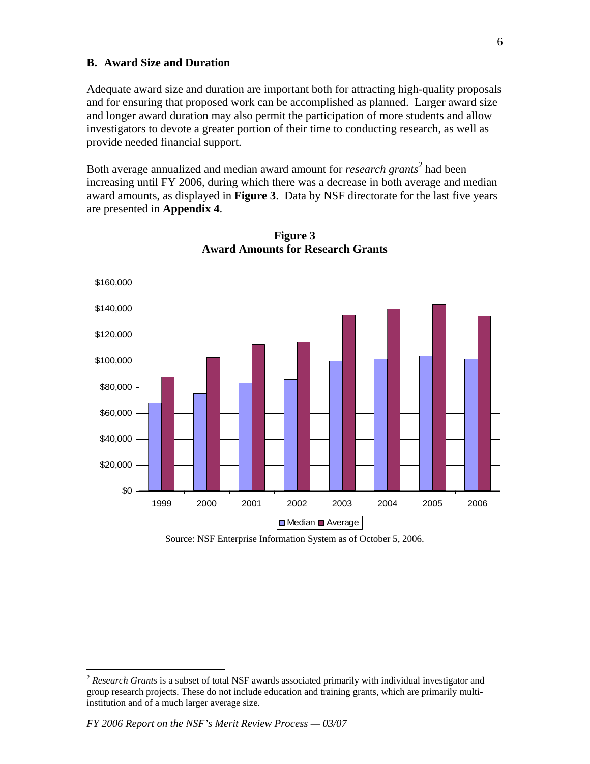### B. Award Size and Duration

Adequate award size and duration are important both for attracting high-quality proposals and for ensuring that proposed work can be accomplished as planned. Larger award size and longer award duration may also permit the participation of more students and allow investigators to devote a greater portion of their time to conducting research, as well as provide needed financial support.

Both average annualized and median award amount for *research grants*[2] had been increasing until FY 2006, during which there was a decrease in both average and median award amounts, as displayed in **Figure 3**. Data by NSF directorate for the last five years are presented in **Appendix 4**.

**Figure 3**
**Award Amounts for Research Grants**

Source: NSF Enterprise Information System as of October 5, 2006.

---

[2] *Research Grants* is a subset of total NSF awards associated primarily with individual investigator and group research projects. These do not include education and training grants, which are primarily multi-institution and of a much larger average size.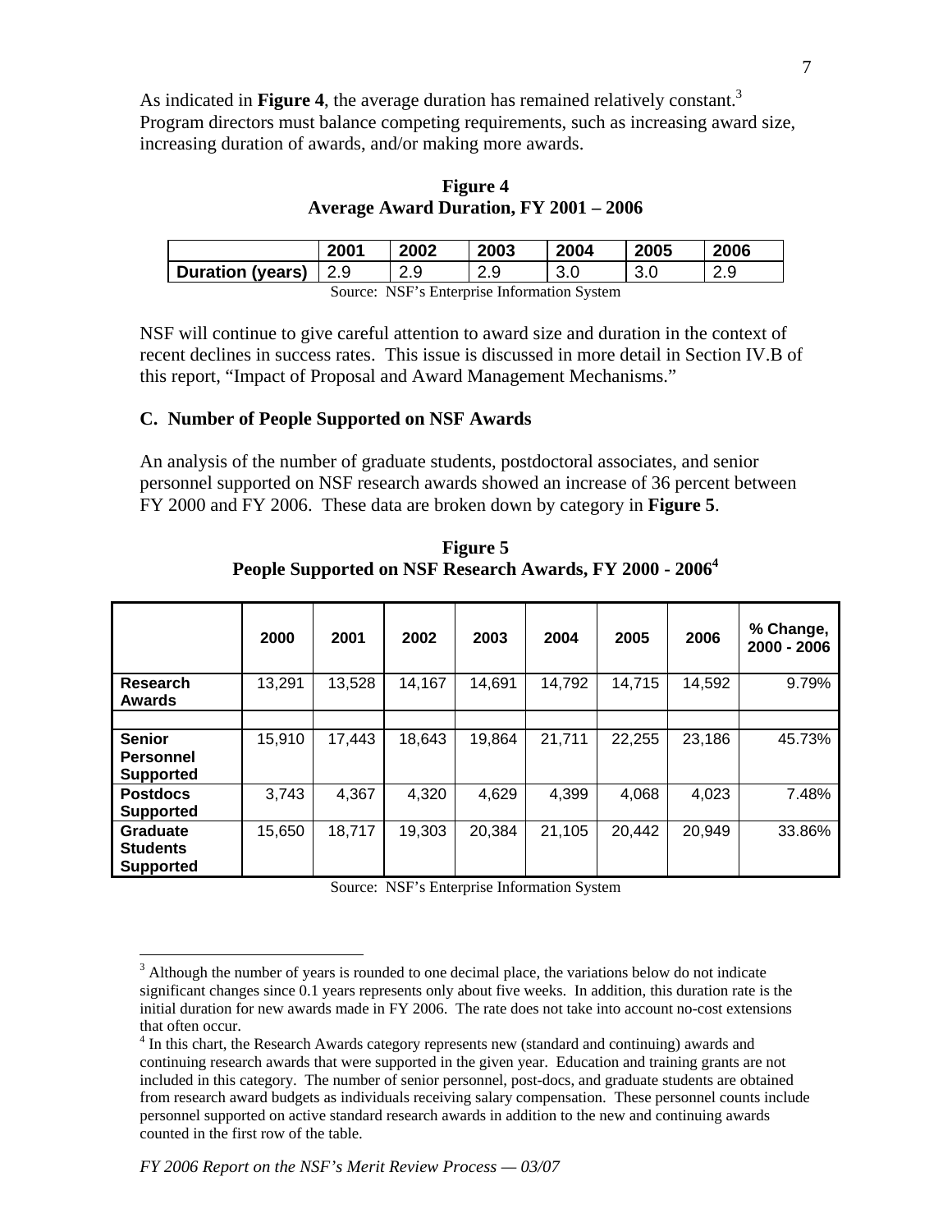As indicated in **Figure 4**, the average duration has remained relatively constant.[3] Program directors must balance competing requirements, such as increasing award size, increasing duration of awards, and/or making more awards.

**Figure 4**
**Average Award Duration, FY 2001 – 2006**

| | 2001 | 2002 | 2003 | 2004 | 2005 | 2006 |
|---|---|---|---|---|---|---|
| **Duration (years)** | 2.9 | 2.9 | 2.9 | 3.0 | 3.0 | 2.9 |

Source: NSF's Enterprise Information System

NSF will continue to give careful attention to award size and duration in the context of recent declines in success rates. This issue is discussed in more detail in Section IV.B of this report, "Impact of Proposal and Award Management Mechanisms."

### C. Number of People Supported on NSF Awards

An analysis of the number of graduate students, postdoctoral associates, and senior personnel supported on NSF research awards showed an increase of 36 percent between FY 2000 and FY 2006. These data are broken down by category in **Figure 5**.

**Figure 5**
**People Supported on NSF Research Awards, FY 2000 - 2006[4]**

| | 2000 | 2001 | 2002 | 2003 | 2004 | 2005 | 2006 | % Change, 2000 - 2006 |
|---|---|---|---|---|---|---|---|---|
| **Research Awards** | 13,291 | 13,528 | 14,167 | 14,691 | 14,792 | 14,715 | 14,592 | 9.79% |
| | | | | | | | | |
| **Senior Personnel Supported** | 15,910 | 17,443 | 18,643 | 19,864 | 21,711 | 22,255 | 23,186 | 45.73% |
| **Postdocs Supported** | 3,743 | 4,367 | 4,320 | 4,629 | 4,399 | 4,068 | 4,023 | 7.48% |
| **Graduate Students Supported** | 15,650 | 18,717 | 19,303 | 20,384 | 21,105 | 20,442 | 20,949 | 33.86% |

Source: NSF's Enterprise Information System

---

[3] Although the number of years is rounded to one decimal place, the variations below do not indicate significant changes since 0.1 years represents only about five weeks. In addition, this duration rate is the initial duration for new awards made in FY 2006. The rate does not take into account no-cost extensions that often occur.

[4] In this chart, the Research Awards category represents new (standard and continuing) awards and continuing research awards that were supported in the given year. Education and training grants are not included in this category. The number of senior personnel, post-docs, and graduate students are obtained from research award budgets as individuals receiving salary compensation. These personnel counts include personnel supported on active standard research awards in addition to the new and continuing awards counted in the first row of the table.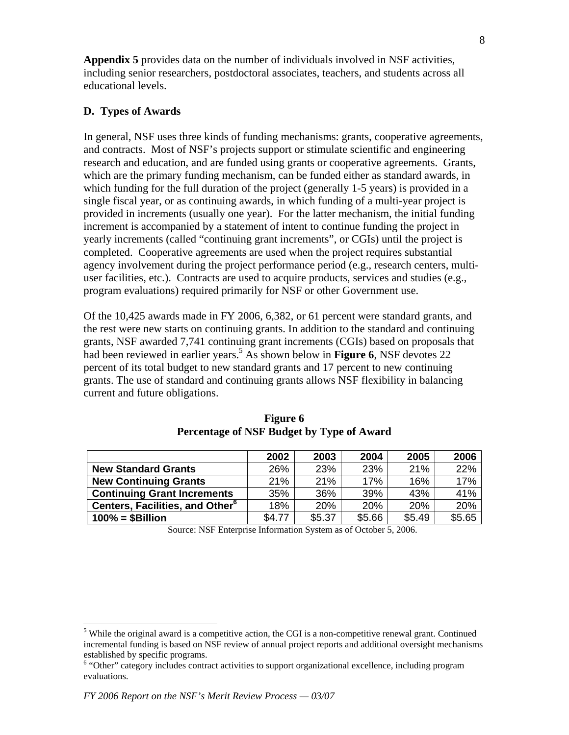**Appendix 5** provides data on the number of individuals involved in NSF activities, including senior researchers, postdoctoral associates, teachers, and students across all educational levels.

### D. Types of Awards

In general, NSF uses three kinds of funding mechanisms: grants, cooperative agreements, and contracts. Most of NSF's projects support or stimulate scientific and engineering research and education, and are funded using grants or cooperative agreements. Grants, which are the primary funding mechanism, can be funded either as standard awards, in which funding for the full duration of the project (generally 1-5 years) is provided in a single fiscal year, or as continuing awards, in which funding of a multi-year project is provided in increments (usually one year). For the latter mechanism, the initial funding increment is accompanied by a statement of intent to continue funding the project in yearly increments (called "continuing grant increments", or CGIs) until the project is completed. Cooperative agreements are used when the project requires substantial agency involvement during the project performance period (e.g., research centers, multi-user facilities, etc.). Contracts are used to acquire products, services and studies (e.g., program evaluations) required primarily for NSF or other Government use.

Of the 10,425 awards made in FY 2006, 6,382, or 61 percent were standard grants, and the rest were new starts on continuing grants. In addition to the standard and continuing grants, NSF awarded 7,741 continuing grant increments (CGIs) based on proposals that had been reviewed in earlier years.[5] As shown below in **Figure 6**, NSF devotes 22 percent of its total budget to new standard grants and 17 percent to new continuing grants. The use of standard and continuing grants allows NSF flexibility in balancing current and future obligations.

**Figure 6**
**Percentage of NSF Budget by Type of Award**

| | 2002 | 2003 | 2004 | 2005 | 2006 |
|---|---|---|---|---|---|
| **New Standard Grants** | 26% | 23% | 23% | 21% | 22% |
| **New Continuing Grants** | 21% | 21% | 17% | 16% | 17% |
| **Continuing Grant Increments** | 35% | 36% | 39% | 43% | 41% |
| **Centers, Facilities, and Other[6]** | 18% | 20% | 20% | 20% | 20% |
| **100% = $Billion** | $4.77 | $5.37 | $5.66 | $5.49 | $5.65 |

Source: NSF Enterprise Information System as of October 5, 2006.

[5] While the original award is a competitive action, the CGI is a non-competitive renewal grant. Continued incremental funding is based on NSF review of annual project reports and additional oversight mechanisms established by specific programs.

[6] "Other" category includes contract activities to support organizational excellence, including program evaluations.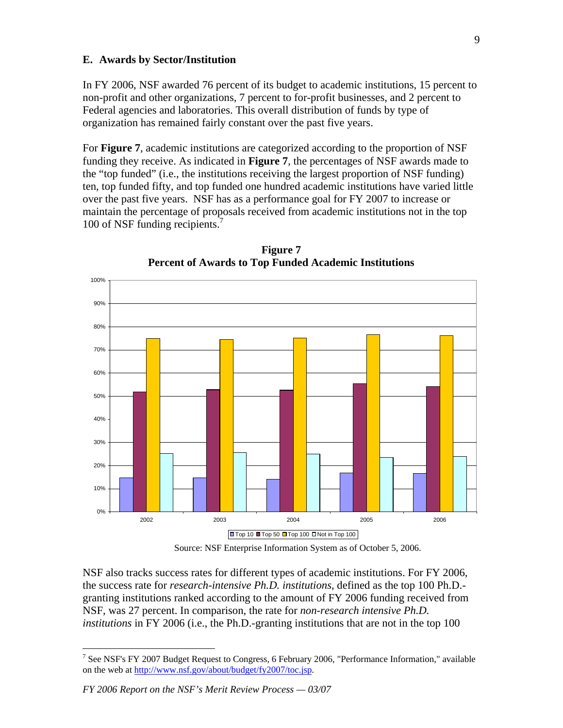### E. Awards by Sector/Institution

In FY 2006, NSF awarded 76 percent of its budget to academic institutions, 15 percent to non-profit and other organizations, 7 percent to for-profit businesses, and 2 percent to Federal agencies and laboratories. This overall distribution of funds by type of organization has remained fairly constant over the past five years.

For **Figure 7**, academic institutions are categorized according to the proportion of NSF funding they receive. As indicated in **Figure 7**, the percentages of NSF awards made to the "top funded" (i.e., the institutions receiving the largest proportion of NSF funding) ten, top funded fifty, and top funded one hundred academic institutions have varied little over the past five years. NSF has as a performance goal for FY 2007 to increase or maintain the percentage of proposals received from academic institutions not in the top 100 of NSF funding recipients.[7]

**Figure 7**
**Percent of Awards to Top Funded Academic Institutions**

Source: NSF Enterprise Information System as of October 5, 2006.

NSF also tracks success rates for different types of academic institutions. For FY 2006, the success rate for *research-intensive Ph.D. institutions*, defined as the top 100 Ph.D.-granting institutions ranked according to the amount of FY 2006 funding received from NSF, was 27 percent. In comparison, the rate for *non-research intensive Ph.D. institutions* in FY 2006 (i.e., the Ph.D.-granting institutions that are not in the top 100

---

[7] See NSF's FY 2007 Budget Request to Congress, 6 February 2006, "Performance Information," available on the web at http://www.nsf.gov/about/budget/fy2007/toc.jsp.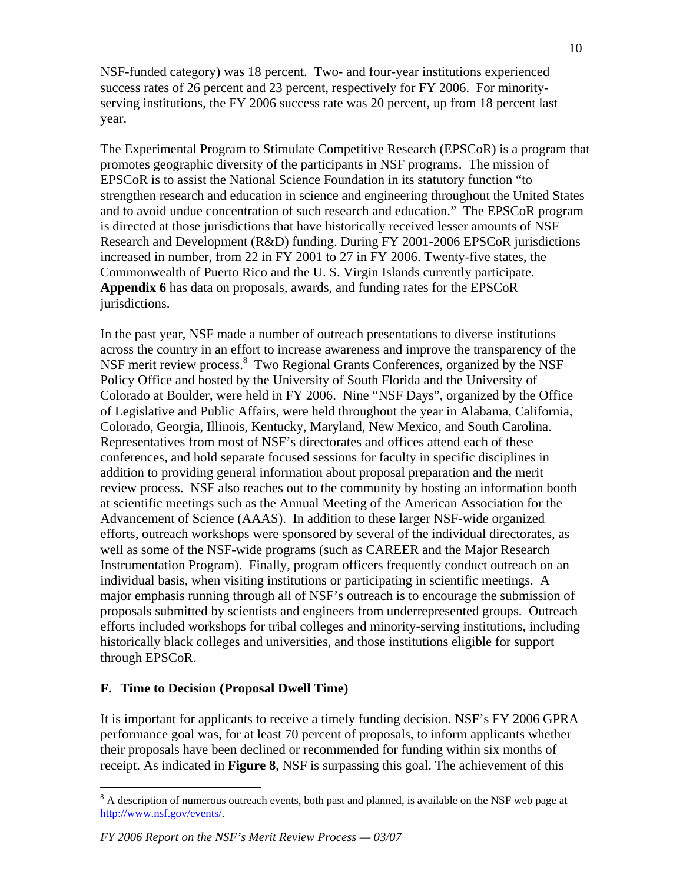NSF-funded category) was 18 percent. Two- and four-year institutions experienced success rates of 26 percent and 23 percent, respectively for FY 2006. For minority-serving institutions, the FY 2006 success rate was 20 percent, up from 18 percent last year.

The Experimental Program to Stimulate Competitive Research (EPSCoR) is a program that promotes geographic diversity of the participants in NSF programs. The mission of EPSCoR is to assist the National Science Foundation in its statutory function "to strengthen research and education in science and engineering throughout the United States and to avoid undue concentration of such research and education." The EPSCoR program is directed at those jurisdictions that have historically received lesser amounts of NSF Research and Development (R&D) funding. During FY 2001-2006 EPSCoR jurisdictions increased in number, from 22 in FY 2001 to 27 in FY 2006. Twenty-five states, the Commonwealth of Puerto Rico and the U. S. Virgin Islands currently participate. **Appendix 6** has data on proposals, awards, and funding rates for the EPSCoR jurisdictions.

In the past year, NSF made a number of outreach presentations to diverse institutions across the country in an effort to increase awareness and improve the transparency of the NSF merit review process.[8] Two Regional Grants Conferences, organized by the NSF Policy Office and hosted by the University of South Florida and the University of Colorado at Boulder, were held in FY 2006. Nine "NSF Days", organized by the Office of Legislative and Public Affairs, were held throughout the year in Alabama, California, Colorado, Georgia, Illinois, Kentucky, Maryland, New Mexico, and South Carolina. Representatives from most of NSF's directorates and offices attend each of these conferences, and hold separate focused sessions for faculty in specific disciplines in addition to providing general information about proposal preparation and the merit review process. NSF also reaches out to the community by hosting an information booth at scientific meetings such as the Annual Meeting of the American Association for the Advancement of Science (AAAS). In addition to these larger NSF-wide organized efforts, outreach workshops were sponsored by several of the individual directorates, as well as some of the NSF-wide programs (such as CAREER and the Major Research Instrumentation Program). Finally, program officers frequently conduct outreach on an individual basis, when visiting institutions or participating in scientific meetings. A major emphasis running through all of NSF's outreach is to encourage the submission of proposals submitted by scientists and engineers from underrepresented groups. Outreach efforts included workshops for tribal colleges and minority-serving institutions, including historically black colleges and universities, and those institutions eligible for support through EPSCoR.

### F. Time to Decision (Proposal Dwell Time)

It is important for applicants to receive a timely funding decision. NSF's FY 2006 GPRA performance goal was, for at least 70 percent of proposals, to inform applicants whether their proposals have been declined or recommended for funding within six months of receipt. As indicated in **Figure 8**, NSF is surpassing this goal. The achievement of this

---

[8] A description of numerous outreach events, both past and planned, is available on the NSF web page at http://www.nsf.gov/events/.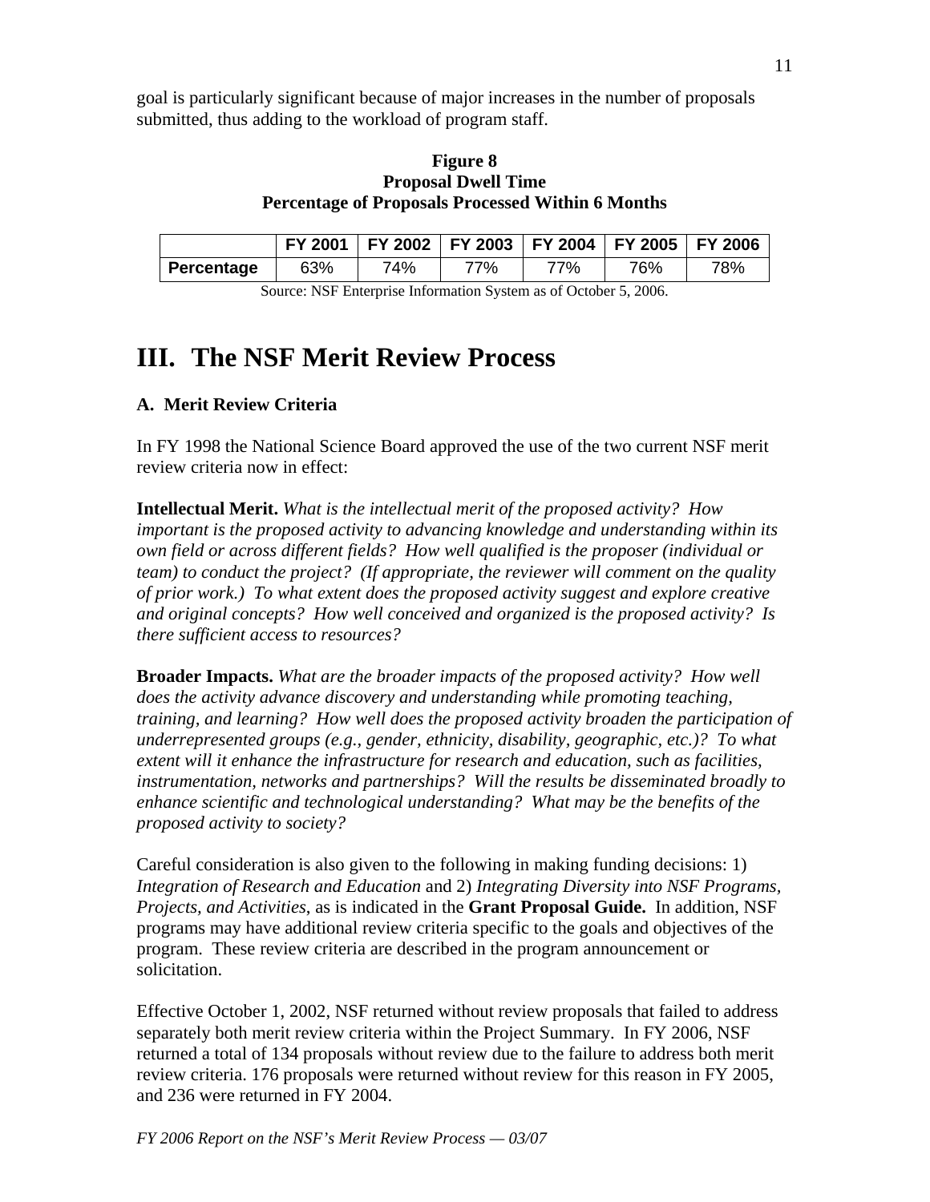goal is particularly significant because of major increases in the number of proposals submitted, thus adding to the workload of program staff.

**Figure 8**
**Proposal Dwell Time**
**Percentage of Proposals Processed Within 6 Months**

| | FY 2001 | FY 2002 | FY 2003 | FY 2004 | FY 2005 | FY 2006 |
|---|---|---|---|---|---|---|
| **Percentage** | 63% | 74% | 77% | 77% | 76% | 78% |

Source: NSF Enterprise Information System as of October 5, 2006.

# III. The NSF Merit Review Process

### A. Merit Review Criteria

In FY 1998 the National Science Board approved the use of the two current NSF merit review criteria now in effect:

**Intellectual Merit.** *What is the intellectual merit of the proposed activity? How important is the proposed activity to advancing knowledge and understanding within its own field or across different fields? How well qualified is the proposer (individual or team) to conduct the project? (If appropriate, the reviewer will comment on the quality of prior work.) To what extent does the proposed activity suggest and explore creative and original concepts? How well conceived and organized is the proposed activity? Is there sufficient access to resources?*

**Broader Impacts.** *What are the broader impacts of the proposed activity? How well does the activity advance discovery and understanding while promoting teaching, training, and learning? How well does the proposed activity broaden the participation of underrepresented groups (e.g., gender, ethnicity, disability, geographic, etc.)? To what extent will it enhance the infrastructure for research and education, such as facilities, instrumentation, networks and partnerships? Will the results be disseminated broadly to enhance scientific and technological understanding? What may be the benefits of the proposed activity to society?*

Careful consideration is also given to the following in making funding decisions: 1) *Integration of Research and Education* and 2) *Integrating Diversity into NSF Programs, Projects, and Activities*, as is indicated in the **Grant Proposal Guide.** In addition, NSF programs may have additional review criteria specific to the goals and objectives of the program. These review criteria are described in the program announcement or solicitation.

Effective October 1, 2002, NSF returned without review proposals that failed to address separately both merit review criteria within the Project Summary. In FY 2006, NSF returned a total of 134 proposals without review due to the failure to address both merit review criteria. 176 proposals were returned without review for this reason in FY 2005, and 236 were returned in FY 2004.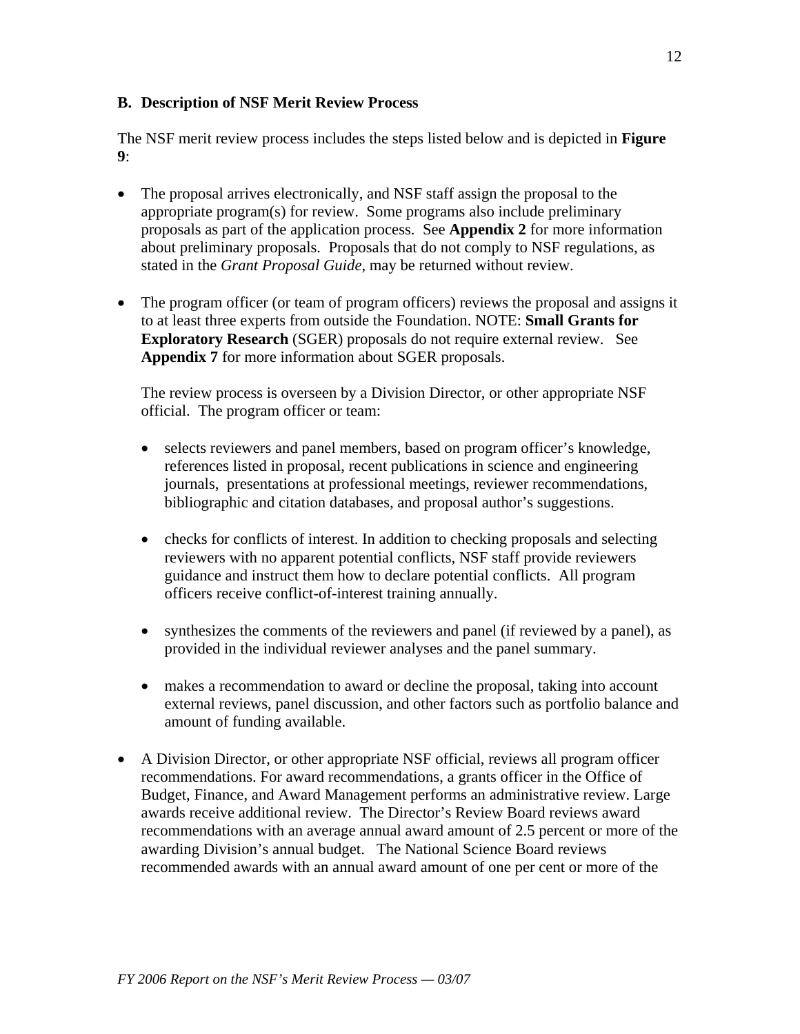### B. Description of NSF Merit Review Process

The NSF merit review process includes the steps listed below and is depicted in **Figure 9**:

- The proposal arrives electronically, and NSF staff assign the proposal to the appropriate program(s) for review. Some programs also include preliminary proposals as part of the application process. See **Appendix 2** for more information about preliminary proposals. Proposals that do not comply to NSF regulations, as stated in the *Grant Proposal Guide,* may be returned without review.

- The program officer (or team of program officers) reviews the proposal and assigns it to at least three experts from outside the Foundation. NOTE: **Small Grants for Exploratory Research** (SGER) proposals do not require external review. See **Appendix 7** for more information about SGER proposals.

  The review process is overseen by a Division Director, or other appropriate NSF official. The program officer or team:

  - selects reviewers and panel members, based on program officer's knowledge, references listed in proposal, recent publications in science and engineering journals, presentations at professional meetings, reviewer recommendations, bibliographic and citation databases, and proposal author's suggestions.

  - checks for conflicts of interest. In addition to checking proposals and selecting reviewers with no apparent potential conflicts, NSF staff provide reviewers guidance and instruct them how to declare potential conflicts. All program officers receive conflict-of-interest training annually.

  - synthesizes the comments of the reviewers and panel (if reviewed by a panel), as provided in the individual reviewer analyses and the panel summary.

  - makes a recommendation to award or decline the proposal, taking into account external reviews, panel discussion, and other factors such as portfolio balance and amount of funding available.

- A Division Director, or other appropriate NSF official, reviews all program officer recommendations. For award recommendations, a grants officer in the Office of Budget, Finance, and Award Management performs an administrative review. Large awards receive additional review. The Director's Review Board reviews award recommendations with an average annual award amount of 2.5 percent or more of the awarding Division's annual budget. The National Science Board reviews recommended awards with an annual award amount of one per cent or more of the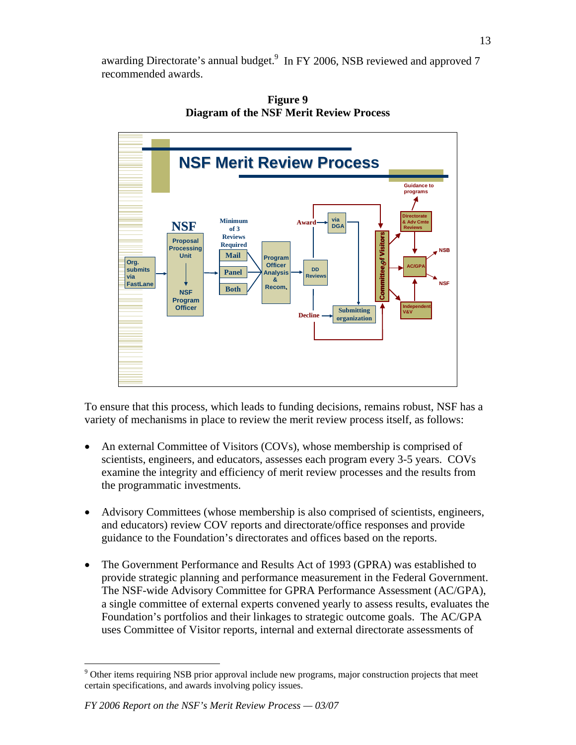awarding Directorate's annual budget.[9] In FY 2006, NSB reviewed and approved 7 recommended awards.

**Figure 9**
**Diagram of the NSF Merit Review Process**

To ensure that this process, which leads to funding decisions, remains robust, NSF has a variety of mechanisms in place to review the merit review process itself, as follows:

- An external Committee of Visitors (COVs), whose membership is comprised of scientists, engineers, and educators, assesses each program every 3-5 years. COVs examine the integrity and efficiency of merit review processes and the results from the programmatic investments.

- Advisory Committees (whose membership is also comprised of scientists, engineers, and educators) review COV reports and directorate/office responses and provide guidance to the Foundation's directorates and offices based on the reports.

- The Government Performance and Results Act of 1993 (GPRA) was established to provide strategic planning and performance measurement in the Federal Government. The NSF-wide Advisory Committee for GPRA Performance Assessment (AC/GPA), a single committee of external experts convened yearly to assess results, evaluates the Foundation's portfolios and their linkages to strategic outcome goals. The AC/GPA uses Committee of Visitor reports, internal and external directorate assessments of

[9] Other items requiring NSB prior approval include new programs, major construction projects that meet certain specifications, and awards involving policy issues.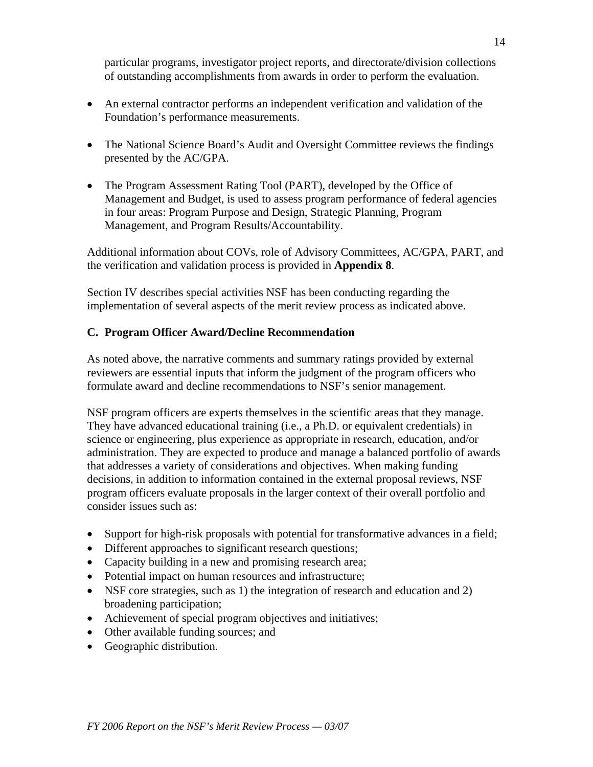particular programs, investigator project reports, and directorate/division collections of outstanding accomplishments from awards in order to perform the evaluation.

- An external contractor performs an independent verification and validation of the Foundation's performance measurements.
- The National Science Board's Audit and Oversight Committee reviews the findings presented by the AC/GPA.
- The Program Assessment Rating Tool (PART), developed by the Office of Management and Budget, is used to assess program performance of federal agencies in four areas: Program Purpose and Design, Strategic Planning, Program Management, and Program Results/Accountability.

Additional information about COVs, role of Advisory Committees, AC/GPA, PART, and the verification and validation process is provided in **Appendix 8**.

Section IV describes special activities NSF has been conducting regarding the implementation of several aspects of the merit review process as indicated above.

### C. Program Officer Award/Decline Recommendation

As noted above, the narrative comments and summary ratings provided by external reviewers are essential inputs that inform the judgment of the program officers who formulate award and decline recommendations to NSF's senior management.

NSF program officers are experts themselves in the scientific areas that they manage. They have advanced educational training (i.e., a Ph.D. or equivalent credentials) in science or engineering, plus experience as appropriate in research, education, and/or administration. They are expected to produce and manage a balanced portfolio of awards that addresses a variety of considerations and objectives. When making funding decisions, in addition to information contained in the external proposal reviews, NSF program officers evaluate proposals in the larger context of their overall portfolio and consider issues such as:

- Support for high-risk proposals with potential for transformative advances in a field;
- Different approaches to significant research questions;
- Capacity building in a new and promising research area;
- Potential impact on human resources and infrastructure;
- NSF core strategies, such as 1) the integration of research and education and 2) broadening participation;
- Achievement of special program objectives and initiatives;
- Other available funding sources; and
- Geographic distribution.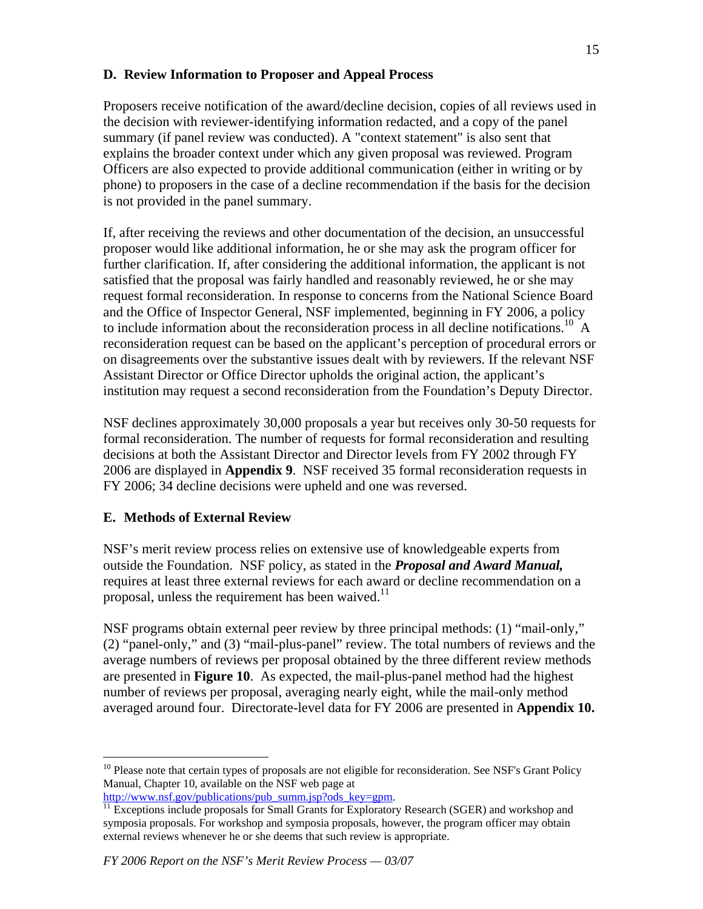### D. Review Information to Proposer and Appeal Process

Proposers receive notification of the award/decline decision, copies of all reviews used in the decision with reviewer-identifying information redacted, and a copy of the panel summary (if panel review was conducted). A "context statement" is also sent that explains the broader context under which any given proposal was reviewed. Program Officers are also expected to provide additional communication (either in writing or by phone) to proposers in the case of a decline recommendation if the basis for the decision is not provided in the panel summary.

If, after receiving the reviews and other documentation of the decision, an unsuccessful proposer would like additional information, he or she may ask the program officer for further clarification. If, after considering the additional information, the applicant is not satisfied that the proposal was fairly handled and reasonably reviewed, he or she may request formal reconsideration. In response to concerns from the National Science Board and the Office of Inspector General, NSF implemented, beginning in FY 2006, a policy to include information about the reconsideration process in all decline notifications.[10] A reconsideration request can be based on the applicant's perception of procedural errors or on disagreements over the substantive issues dealt with by reviewers. If the relevant NSF Assistant Director or Office Director upholds the original action, the applicant's institution may request a second reconsideration from the Foundation's Deputy Director.

NSF declines approximately 30,000 proposals a year but receives only 30-50 requests for formal reconsideration. The number of requests for formal reconsideration and resulting decisions at both the Assistant Director and Director levels from FY 2002 through FY 2006 are displayed in **Appendix 9**. NSF received 35 formal reconsideration requests in FY 2006; 34 decline decisions were upheld and one was reversed.

### E. Methods of External Review

NSF's merit review process relies on extensive use of knowledgeable experts from outside the Foundation. NSF policy, as stated in the ***Proposal and Award Manual,*** requires at least three external reviews for each award or decline recommendation on a proposal, unless the requirement has been waived.[11]

NSF programs obtain external peer review by three principal methods: (1) "mail-only," (2) "panel-only," and (3) "mail-plus-panel" review. The total numbers of reviews and the average numbers of reviews per proposal obtained by the three different review methods are presented in **Figure 10**. As expected, the mail-plus-panel method had the highest number of reviews per proposal, averaging nearly eight, while the mail-only method averaged around four. Directorate-level data for FY 2006 are presented in **Appendix 10.**

---

[10] Please note that certain types of proposals are not eligible for reconsideration. See NSF's Grant Policy Manual, Chapter 10, available on the NSF web page at http://www.nsf.gov/publications/pub_summ.jsp?ods_key=gpm.

[11] Exceptions include proposals for Small Grants for Exploratory Research (SGER) and workshop and symposia proposals. For workshop and symposia proposals, however, the program officer may obtain external reviews whenever he or she deems that such review is appropriate.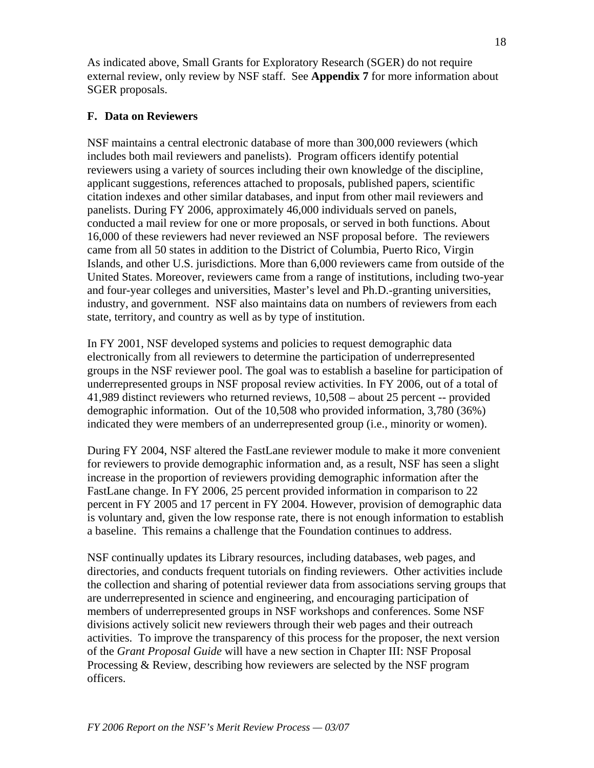As indicated above, Small Grants for Exploratory Research (SGER) do not require external review, only review by NSF staff. See **Appendix 7** for more information about SGER proposals.

### F. Data on Reviewers

NSF maintains a central electronic database of more than 300,000 reviewers (which includes both mail reviewers and panelists). Program officers identify potential reviewers using a variety of sources including their own knowledge of the discipline, applicant suggestions, references attached to proposals, published papers, scientific citation indexes and other similar databases, and input from other mail reviewers and panelists. During FY 2006, approximately 46,000 individuals served on panels, conducted a mail review for one or more proposals, or served in both functions. About 16,000 of these reviewers had never reviewed an NSF proposal before. The reviewers came from all 50 states in addition to the District of Columbia, Puerto Rico, Virgin Islands, and other U.S. jurisdictions. More than 6,000 reviewers came from outside of the United States. Moreover, reviewers came from a range of institutions, including two-year and four-year colleges and universities, Master's level and Ph.D.-granting universities, industry, and government. NSF also maintains data on numbers of reviewers from each state, territory, and country as well as by type of institution.

In FY 2001, NSF developed systems and policies to request demographic data electronically from all reviewers to determine the participation of underrepresented groups in the NSF reviewer pool. The goal was to establish a baseline for participation of underrepresented groups in NSF proposal review activities. In FY 2006, out of a total of 41,989 distinct reviewers who returned reviews, 10,508 – about 25 percent -- provided demographic information. Out of the 10,508 who provided information, 3,780 (36%) indicated they were members of an underrepresented group (i.e., minority or women).

During FY 2004, NSF altered the FastLane reviewer module to make it more convenient for reviewers to provide demographic information and, as a result, NSF has seen a slight increase in the proportion of reviewers providing demographic information after the FastLane change. In FY 2006, 25 percent provided information in comparison to 22 percent in FY 2005 and 17 percent in FY 2004. However, provision of demographic data is voluntary and, given the low response rate, there is not enough information to establish a baseline. This remains a challenge that the Foundation continues to address.

NSF continually updates its Library resources, including databases, web pages, and directories, and conducts frequent tutorials on finding reviewers. Other activities include the collection and sharing of potential reviewer data from associations serving groups that are underrepresented in science and engineering, and encouraging participation of members of underrepresented groups in NSF workshops and conferences. Some NSF divisions actively solicit new reviewers through their web pages and their outreach activities. To improve the transparency of this process for the proposer, the next version of the *Grant Proposal Guide* will have a new section in Chapter III: NSF Proposal Processing & Review, describing how reviewers are selected by the NSF program officers.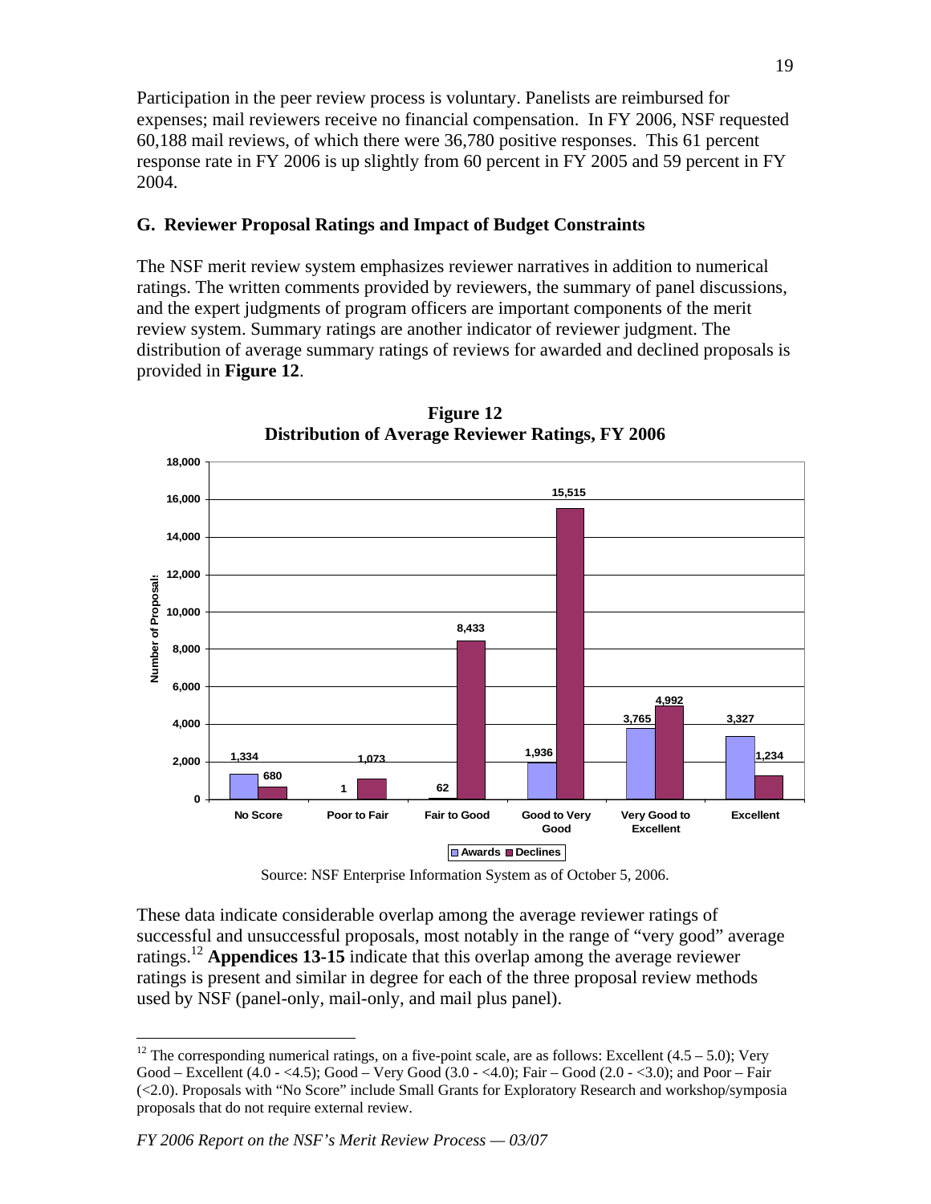Participation in the peer review process is voluntary. Panelists are reimbursed for expenses; mail reviewers receive no financial compensation. In FY 2006, NSF requested 60,188 mail reviews, of which there were 36,780 positive responses. This 61 percent response rate in FY 2006 is up slightly from 60 percent in FY 2005 and 59 percent in FY 2004.

## G. Reviewer Proposal Ratings and Impact of Budget Constraints

The NSF merit review system emphasizes reviewer narratives in addition to numerical ratings. The written comments provided by reviewers, the summary of panel discussions, and the expert judgments of program officers are important components of the merit review system. Summary ratings are another indicator of reviewer judgment. The distribution of average summary ratings of reviews for awarded and declined proposals is provided in **Figure 12**.

**Figure 12**
**Distribution of Average Reviewer Ratings, FY 2006**

| | No Score | Poor to Fair | Fair to Good | Good to Very Good | Very Good to Excellent | Excellent |
|---|---|---|---|---|---|---|
| Awards | 1,334 | 1 | 62 | 1,936 | 3,765 | 3,327 |
| Declines | 680 | 1,073 | 8,433 | 15,515 | 4,992 | 1,234 |

Source: NSF Enterprise Information System as of October 5, 2006.

These data indicate considerable overlap among the average reviewer ratings of successful and unsuccessful proposals, most notably in the range of "very good" average ratings.[12] **Appendices 13-15** indicate that this overlap among the average reviewer ratings is present and similar in degree for each of the three proposal review methods used by NSF (panel-only, mail-only, and mail plus panel).

[12] The corresponding numerical ratings, on a five-point scale, are as follows: Excellent (4.5 – 5.0); Very Good – Excellent (4.0 - <4.5); Good – Very Good (3.0 - <4.0); Fair – Good (2.0 - <3.0); and Poor – Fair (<2.0). Proposals with "No Score" include Small Grants for Exploratory Research and workshop/symposia proposals that do not require external review.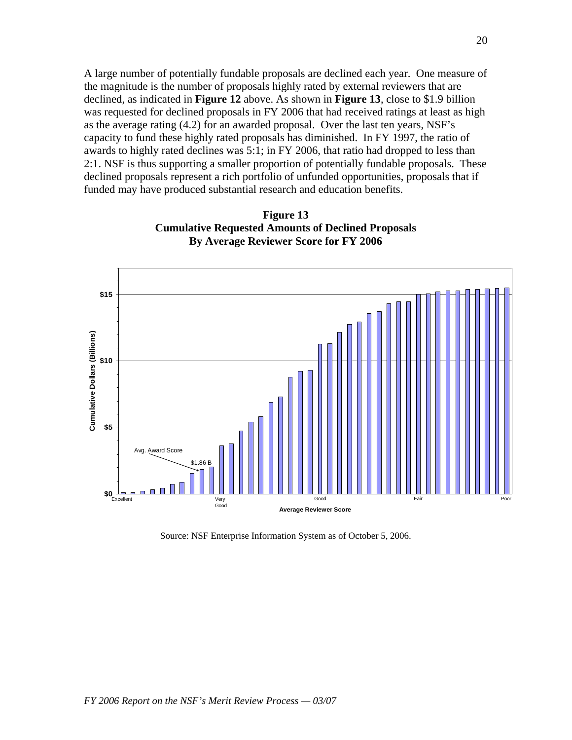A large number of potentially fundable proposals are declined each year. One measure of the magnitude is the number of proposals highly rated by external reviewers that are declined, as indicated in **Figure 12** above. As shown in **Figure 13**, close to $1.9 billion was requested for declined proposals in FY 2006 that had received ratings at least as high as the average rating (4.2) for an awarded proposal. Over the last ten years, NSF's capacity to fund these highly rated proposals has diminished. In FY 1997, the ratio of awards to highly rated declines was 5:1; in FY 2006, that ratio had dropped to less than 2:1. NSF is thus supporting a smaller proportion of potentially fundable proposals. These declined proposals represent a rich portfolio of unfunded opportunities, proposals that if funded may have produced substantial research and education benefits.

**Figure 13**
**Cumulative Requested Amounts of Declined Proposals**
**By Average Reviewer Score for FY 2006**

Source: NSF Enterprise Information System as of October 5, 2006.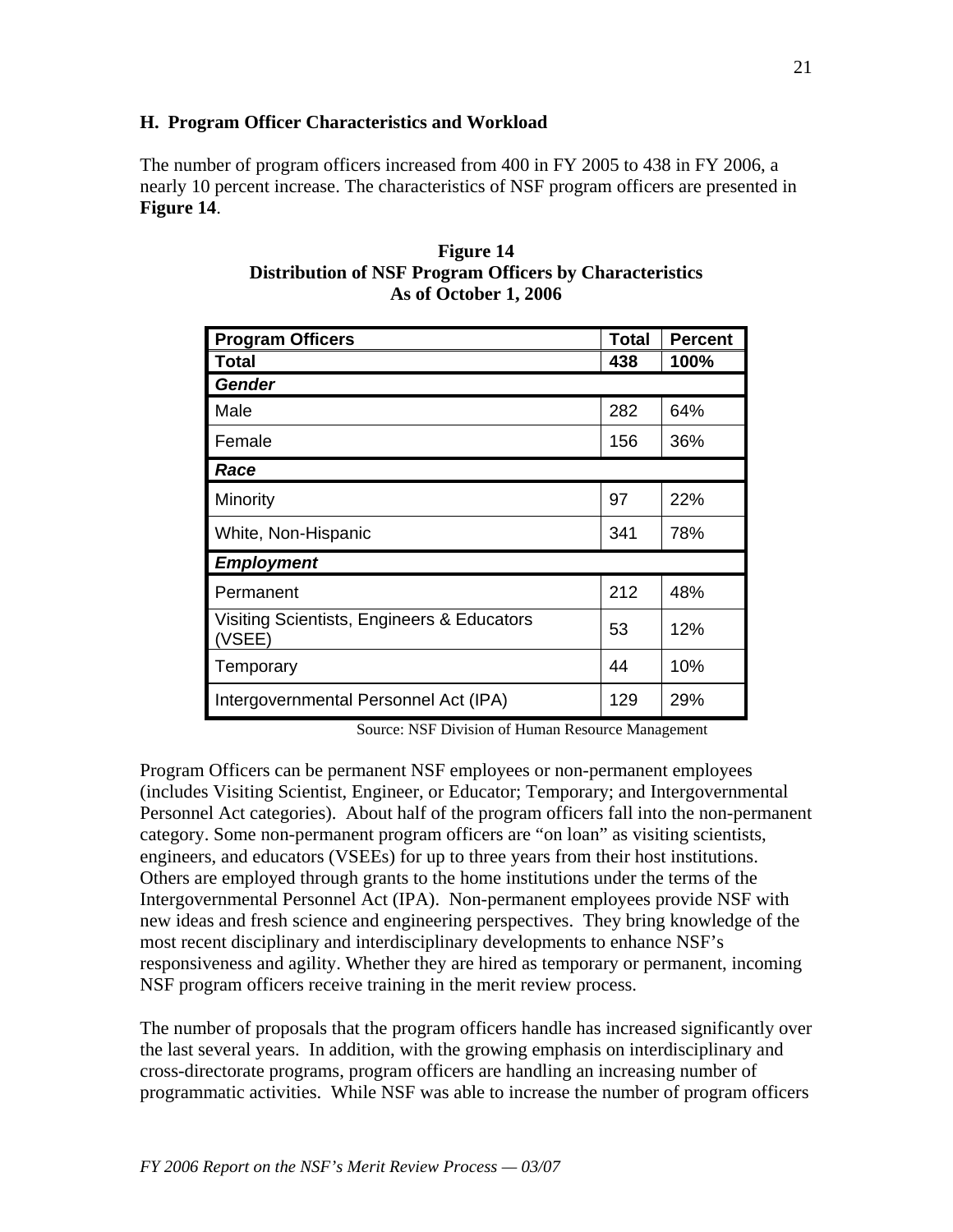## H. Program Officer Characteristics and Workload

The number of program officers increased from 400 in FY 2005 to 438 in FY 2006, a nearly 10 percent increase. The characteristics of NSF program officers are presented in **Figure 14**.

**Figure 14**
**Distribution of NSF Program Officers by Characteristics**
**As of October 1, 2006**

| Program Officers | Total | Percent |
|---|---|---|
| **Total** | **438** | **100%** |
| ***Gender*** | | |
| Male | 282 | 64% |
| Female | 156 | 36% |
| ***Race*** | | |
| Minority | 97 | 22% |
| White, Non-Hispanic | 341 | 78% |
| ***Employment*** | | |
| Permanent | 212 | 48% |
| Visiting Scientists, Engineers & Educators (VSEE) | 53 | 12% |
| Temporary | 44 | 10% |
| Intergovernmental Personnel Act (IPA) | 129 | 29% |

Source: NSF Division of Human Resource Management

Program Officers can be permanent NSF employees or non-permanent employees (includes Visiting Scientist, Engineer, or Educator; Temporary; and Intergovernmental Personnel Act categories). About half of the program officers fall into the non-permanent category. Some non-permanent program officers are "on loan" as visiting scientists, engineers, and educators (VSEEs) for up to three years from their host institutions. Others are employed through grants to the home institutions under the terms of the Intergovernmental Personnel Act (IPA). Non-permanent employees provide NSF with new ideas and fresh science and engineering perspectives. They bring knowledge of the most recent disciplinary and interdisciplinary developments to enhance NSF's responsiveness and agility. Whether they are hired as temporary or permanent, incoming NSF program officers receive training in the merit review process.

The number of proposals that the program officers handle has increased significantly over the last several years. In addition, with the growing emphasis on interdisciplinary and cross-directorate programs, program officers are handling an increasing number of programmatic activities. While NSF was able to increase the number of program officers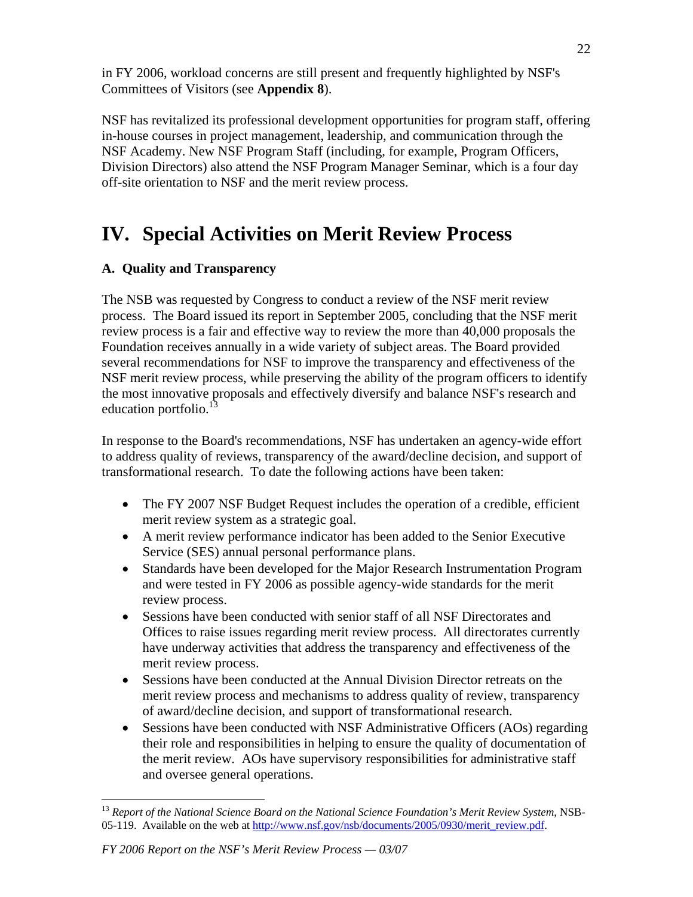in FY 2006, workload concerns are still present and frequently highlighted by NSF's Committees of Visitors (see **Appendix 8**).

NSF has revitalized its professional development opportunities for program staff, offering in-house courses in project management, leadership, and communication through the NSF Academy. New NSF Program Staff (including, for example, Program Officers, Division Directors) also attend the NSF Program Manager Seminar, which is a four day off-site orientation to NSF and the merit review process.

# IV. Special Activities on Merit Review Process

### A. Quality and Transparency

The NSB was requested by Congress to conduct a review of the NSF merit review process. The Board issued its report in September 2005, concluding that the NSF merit review process is a fair and effective way to review the more than 40,000 proposals the Foundation receives annually in a wide variety of subject areas. The Board provided several recommendations for NSF to improve the transparency and effectiveness of the NSF merit review process, while preserving the ability of the program officers to identify the most innovative proposals and effectively diversify and balance NSF's research and education portfolio.[13]

In response to the Board's recommendations, NSF has undertaken an agency-wide effort to address quality of reviews, transparency of the award/decline decision, and support of transformational research. To date the following actions have been taken:

- The FY 2007 NSF Budget Request includes the operation of a credible, efficient merit review system as a strategic goal.
- A merit review performance indicator has been added to the Senior Executive Service (SES) annual personal performance plans.
- Standards have been developed for the Major Research Instrumentation Program and were tested in FY 2006 as possible agency-wide standards for the merit review process.
- Sessions have been conducted with senior staff of all NSF Directorates and Offices to raise issues regarding merit review process. All directorates currently have underway activities that address the transparency and effectiveness of the merit review process.
- Sessions have been conducted at the Annual Division Director retreats on the merit review process and mechanisms to address quality of review, transparency of award/decline decision, and support of transformational research.
- Sessions have been conducted with NSF Administrative Officers (AOs) regarding their role and responsibilities in helping to ensure the quality of documentation of the merit review. AOs have supervisory responsibilities for administrative staff and oversee general operations.

---

[13] *Report of the National Science Board on the National Science Foundation's Merit Review System*, NSB-05-119. Available on the web at http://www.nsf.gov/nsb/documents/2005/0930/merit_review.pdf.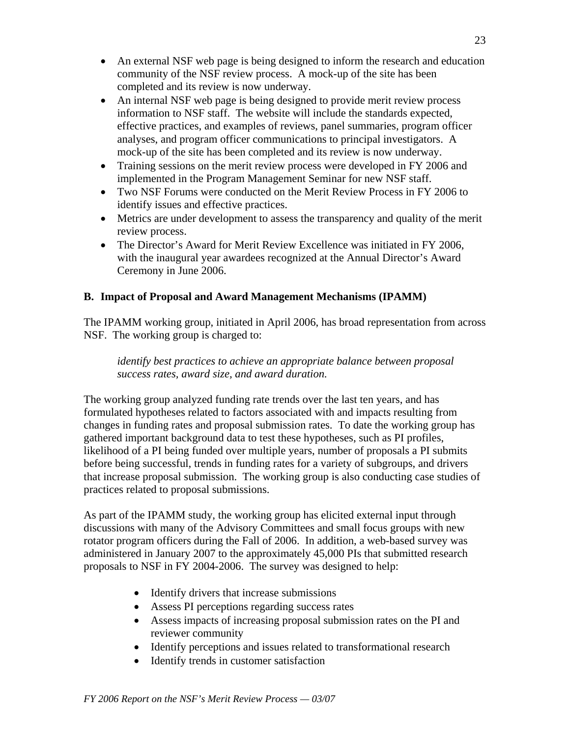- An external NSF web page is being designed to inform the research and education community of the NSF review process. A mock-up of the site has been completed and its review is now underway.
- An internal NSF web page is being designed to provide merit review process information to NSF staff. The website will include the standards expected, effective practices, and examples of reviews, panel summaries, program officer analyses, and program officer communications to principal investigators. A mock-up of the site has been completed and its review is now underway.
- Training sessions on the merit review process were developed in FY 2006 and implemented in the Program Management Seminar for new NSF staff.
- Two NSF Forums were conducted on the Merit Review Process in FY 2006 to identify issues and effective practices.
- Metrics are under development to assess the transparency and quality of the merit review process.
- The Director's Award for Merit Review Excellence was initiated in FY 2006, with the inaugural year awardees recognized at the Annual Director's Award Ceremony in June 2006.

### B. Impact of Proposal and Award Management Mechanisms (IPAMM)

The IPAMM working group, initiated in April 2006, has broad representation from across NSF. The working group is charged to:

> *identify best practices to achieve an appropriate balance between proposal success rates, award size, and award duration.*

The working group analyzed funding rate trends over the last ten years, and has formulated hypotheses related to factors associated with and impacts resulting from changes in funding rates and proposal submission rates. To date the working group has gathered important background data to test these hypotheses, such as PI profiles, likelihood of a PI being funded over multiple years, number of proposals a PI submits before being successful, trends in funding rates for a variety of subgroups, and drivers that increase proposal submission. The working group is also conducting case studies of practices related to proposal submissions.

As part of the IPAMM study, the working group has elicited external input through discussions with many of the Advisory Committees and small focus groups with new rotator program officers during the Fall of 2006. In addition, a web-based survey was administered in January 2007 to the approximately 45,000 PIs that submitted research proposals to NSF in FY 2004-2006. The survey was designed to help:

- Identify drivers that increase submissions
- Assess PI perceptions regarding success rates
- Assess impacts of increasing proposal submission rates on the PI and reviewer community
- Identify perceptions and issues related to transformational research
- Identify trends in customer satisfaction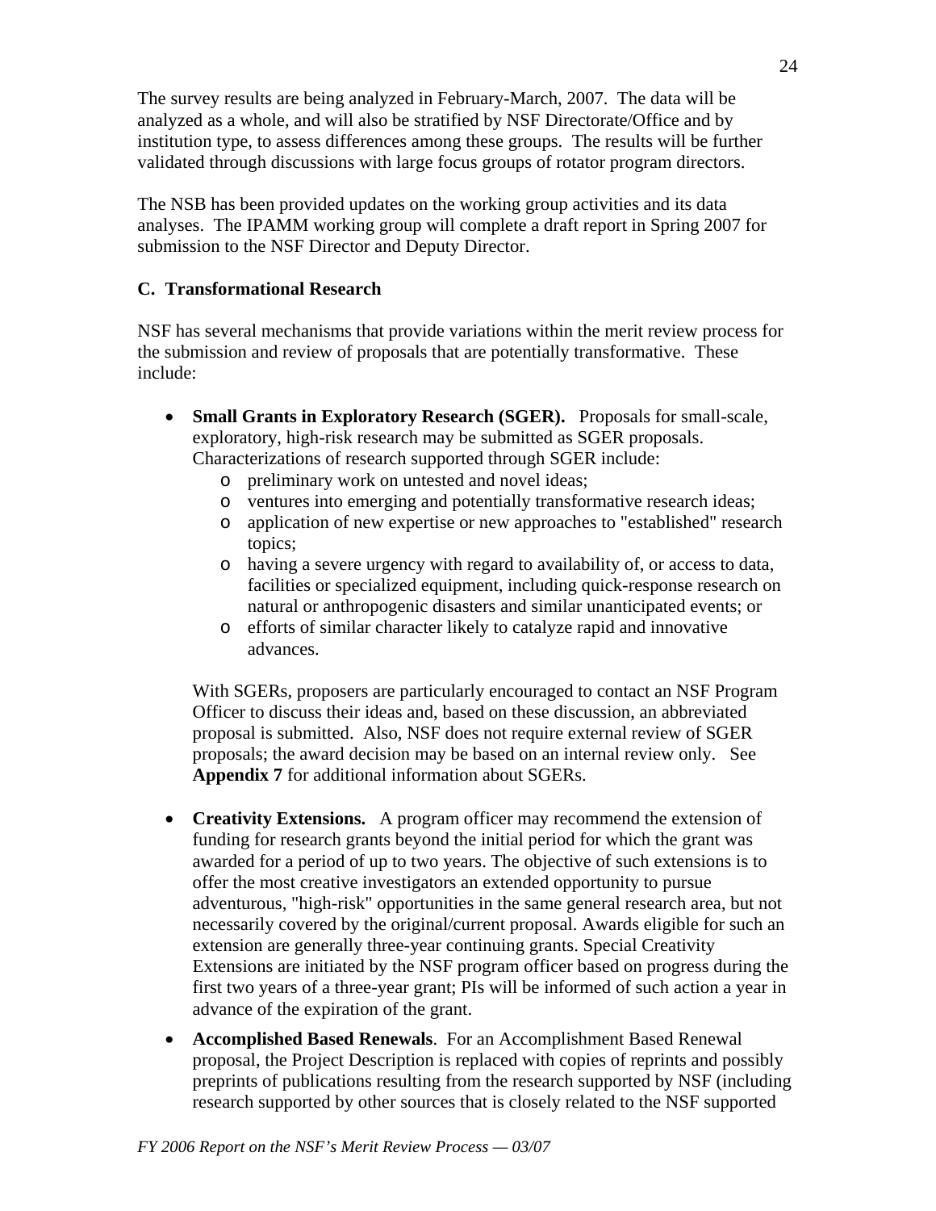The survey results are being analyzed in February-March, 2007. The data will be analyzed as a whole, and will also be stratified by NSF Directorate/Office and by institution type, to assess differences among these groups. The results will be further validated through discussions with large focus groups of rotator program directors.

The NSB has been provided updates on the working group activities and its data analyses. The IPAMM working group will complete a draft report in Spring 2007 for submission to the NSF Director and Deputy Director.

### C. Transformational Research

NSF has several mechanisms that provide variations within the merit review process for the submission and review of proposals that are potentially transformative. These include:

- **Small Grants in Exploratory Research (SGER).** Proposals for small-scale, exploratory, high-risk research may be submitted as SGER proposals. Characterizations of research supported through SGER include:
  - preliminary work on untested and novel ideas;
  - ventures into emerging and potentially transformative research ideas;
  - application of new expertise or new approaches to "established" research topics;
  - having a severe urgency with regard to availability of, or access to data, facilities or specialized equipment, including quick-response research on natural or anthropogenic disasters and similar unanticipated events; or
  - efforts of similar character likely to catalyze rapid and innovative advances.

  With SGERs, proposers are particularly encouraged to contact an NSF Program Officer to discuss their ideas and, based on these discussion, an abbreviated proposal is submitted. Also, NSF does not require external review of SGER proposals; the award decision may be based on an internal review only. See **Appendix 7** for additional information about SGERs.

- **Creativity Extensions.** A program officer may recommend the extension of funding for research grants beyond the initial period for which the grant was awarded for a period of up to two years. The objective of such extensions is to offer the most creative investigators an extended opportunity to pursue adventurous, "high-risk" opportunities in the same general research area, but not necessarily covered by the original/current proposal. Awards eligible for such an extension are generally three-year continuing grants. Special Creativity Extensions are initiated by the NSF program officer based on progress during the first two years of a three-year grant; PIs will be informed of such action a year in advance of the expiration of the grant.

- **Accomplished Based Renewals**. For an Accomplishment Based Renewal proposal, the Project Description is replaced with copies of reprints and possibly preprints of publications resulting from the research supported by NSF (including research supported by other sources that is closely related to the NSF supported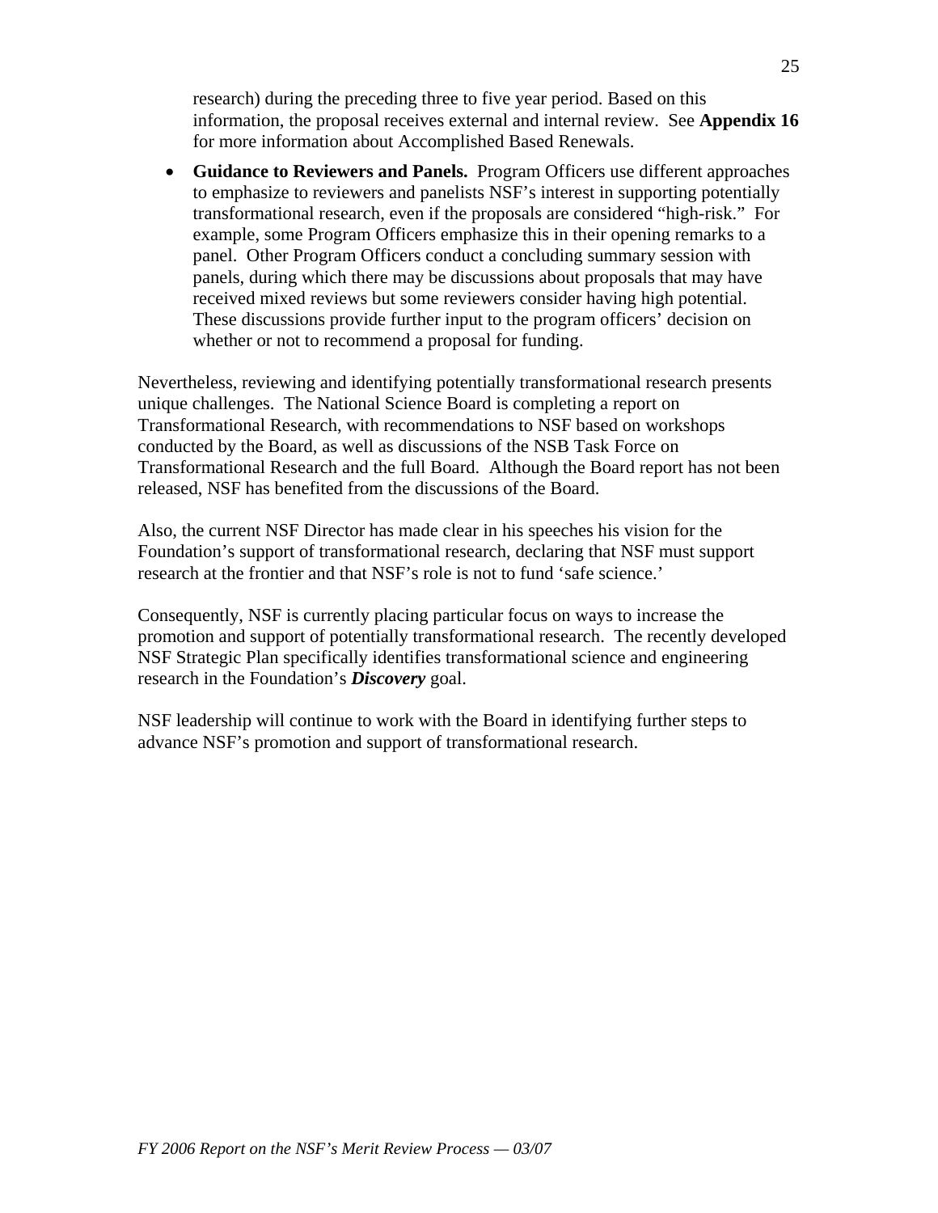research) during the preceding three to five year period. Based on this information, the proposal receives external and internal review. See **Appendix 16** for more information about Accomplished Based Renewals.

- **Guidance to Reviewers and Panels.** Program Officers use different approaches to emphasize to reviewers and panelists NSF's interest in supporting potentially transformational research, even if the proposals are considered "high-risk." For example, some Program Officers emphasize this in their opening remarks to a panel. Other Program Officers conduct a concluding summary session with panels, during which there may be discussions about proposals that may have received mixed reviews but some reviewers consider having high potential. These discussions provide further input to the program officers' decision on whether or not to recommend a proposal for funding.

Nevertheless, reviewing and identifying potentially transformational research presents unique challenges. The National Science Board is completing a report on Transformational Research, with recommendations to NSF based on workshops conducted by the Board, as well as discussions of the NSB Task Force on Transformational Research and the full Board. Although the Board report has not been released, NSF has benefited from the discussions of the Board.

Also, the current NSF Director has made clear in his speeches his vision for the Foundation's support of transformational research, declaring that NSF must support research at the frontier and that NSF's role is not to fund 'safe science.'

Consequently, NSF is currently placing particular focus on ways to increase the promotion and support of potentially transformational research. The recently developed NSF Strategic Plan specifically identifies transformational science and engineering research in the Foundation's ***Discovery*** goal.

NSF leadership will continue to work with the Board in identifying further steps to advance NSF's promotion and support of transformational research.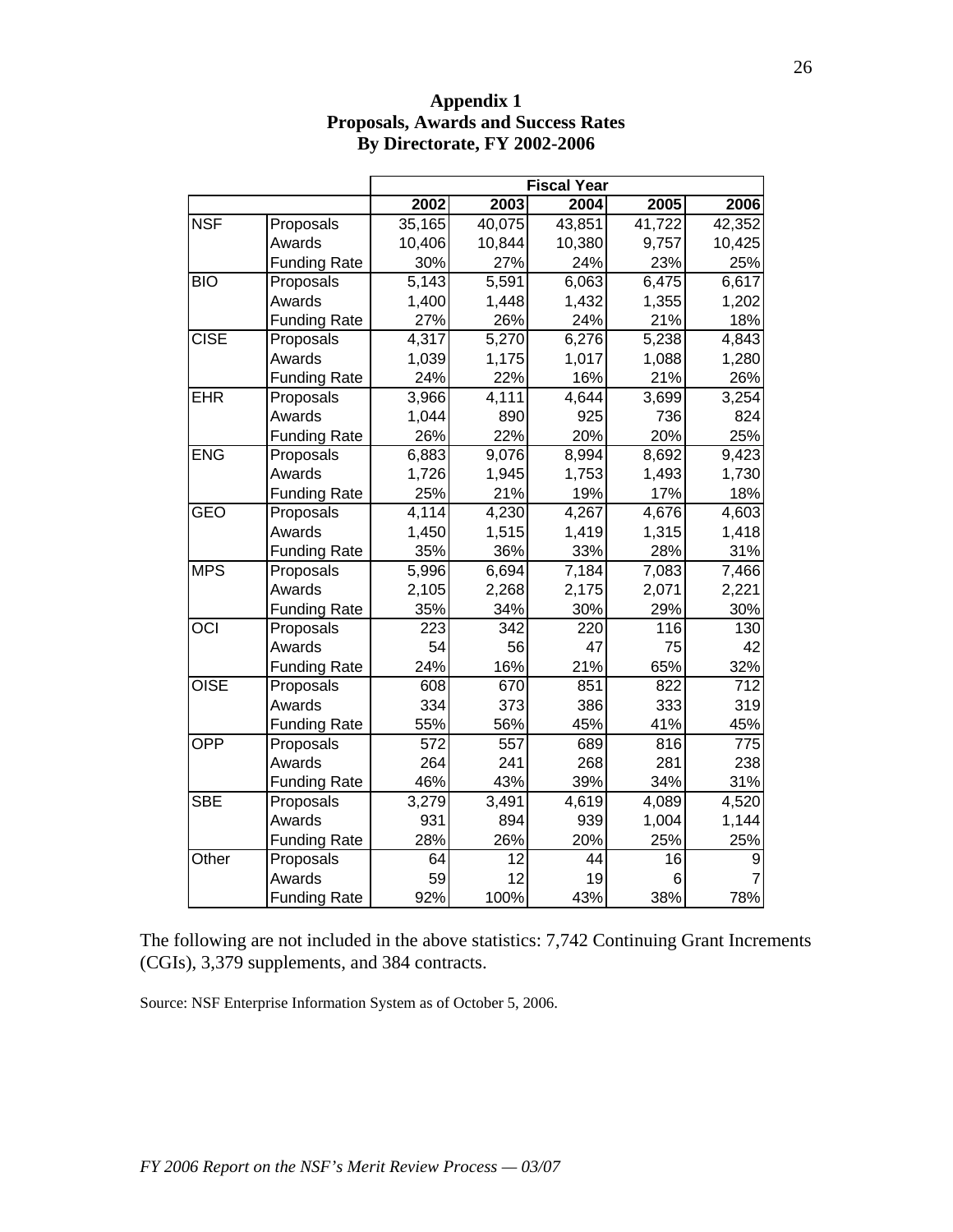# Appendix 1
## Proposals, Awards and Success Rates
## By Directorate, FY 2002-2006

| | | Fiscal Year | | | | |
|---|---|---|---|---|---|---|
| | | 2002 | 2003 | 2004 | 2005 | 2006 |
| NSF | Proposals | 35,165 | 40,075 | 43,851 | 41,722 | 42,352 |
| | Awards | 10,406 | 10,844 | 10,380 | 9,757 | 10,425 |
| | Funding Rate | 30% | 27% | 24% | 23% | 25% |
| BIO | Proposals | 5,143 | 5,591 | 6,063 | 6,475 | 6,617 |
| | Awards | 1,400 | 1,448 | 1,432 | 1,355 | 1,202 |
| | Funding Rate | 27% | 26% | 24% | 21% | 18% |
| CISE | Proposals | 4,317 | 5,270 | 6,276 | 5,238 | 4,843 |
| | Awards | 1,039 | 1,175 | 1,017 | 1,088 | 1,280 |
| | Funding Rate | 24% | 22% | 16% | 21% | 26% |
| EHR | Proposals | 3,966 | 4,111 | 4,644 | 3,699 | 3,254 |
| | Awards | 1,044 | 890 | 925 | 736 | 824 |
| | Funding Rate | 26% | 22% | 20% | 20% | 25% |
| ENG | Proposals | 6,883 | 9,076 | 8,994 | 8,692 | 9,423 |
| | Awards | 1,726 | 1,945 | 1,753 | 1,493 | 1,730 |
| | Funding Rate | 25% | 21% | 19% | 17% | 18% |
| GEO | Proposals | 4,114 | 4,230 | 4,267 | 4,676 | 4,603 |
| | Awards | 1,450 | 1,515 | 1,419 | 1,315 | 1,418 |
| | Funding Rate | 35% | 36% | 33% | 28% | 31% |
| MPS | Proposals | 5,996 | 6,694 | 7,184 | 7,083 | 7,466 |
| | Awards | 2,105 | 2,268 | 2,175 | 2,071 | 2,221 |
| | Funding Rate | 35% | 34% | 30% | 29% | 30% |
| OCI | Proposals | 223 | 342 | 220 | 116 | 130 |
| | Awards | 54 | 56 | 47 | 75 | 42 |
| | Funding Rate | 24% | 16% | 21% | 65% | 32% |
| OISE | Proposals | 608 | 670 | 851 | 822 | 712 |
| | Awards | 334 | 373 | 386 | 333 | 319 |
| | Funding Rate | 55% | 56% | 45% | 41% | 45% |
| OPP | Proposals | 572 | 557 | 689 | 816 | 775 |
| | Awards | 264 | 241 | 268 | 281 | 238 |
| | Funding Rate | 46% | 43% | 39% | 34% | 31% |
| SBE | Proposals | 3,279 | 3,491 | 4,619 | 4,089 | 4,520 |
| | Awards | 931 | 894 | 939 | 1,004 | 1,144 |
| | Funding Rate | 28% | 26% | 20% | 25% | 25% |
| Other | Proposals | 64 | 12 | 44 | 16 | 9 |
| | Awards | 59 | 12 | 19 | 6 | 7 |
| | Funding Rate | 92% | 100% | 43% | 38% | 78% |

The following are not included in the above statistics: 7,742 Continuing Grant Increments (CGIs), 3,379 supplements, and 384 contracts.

Source: NSF Enterprise Information System as of October 5, 2006.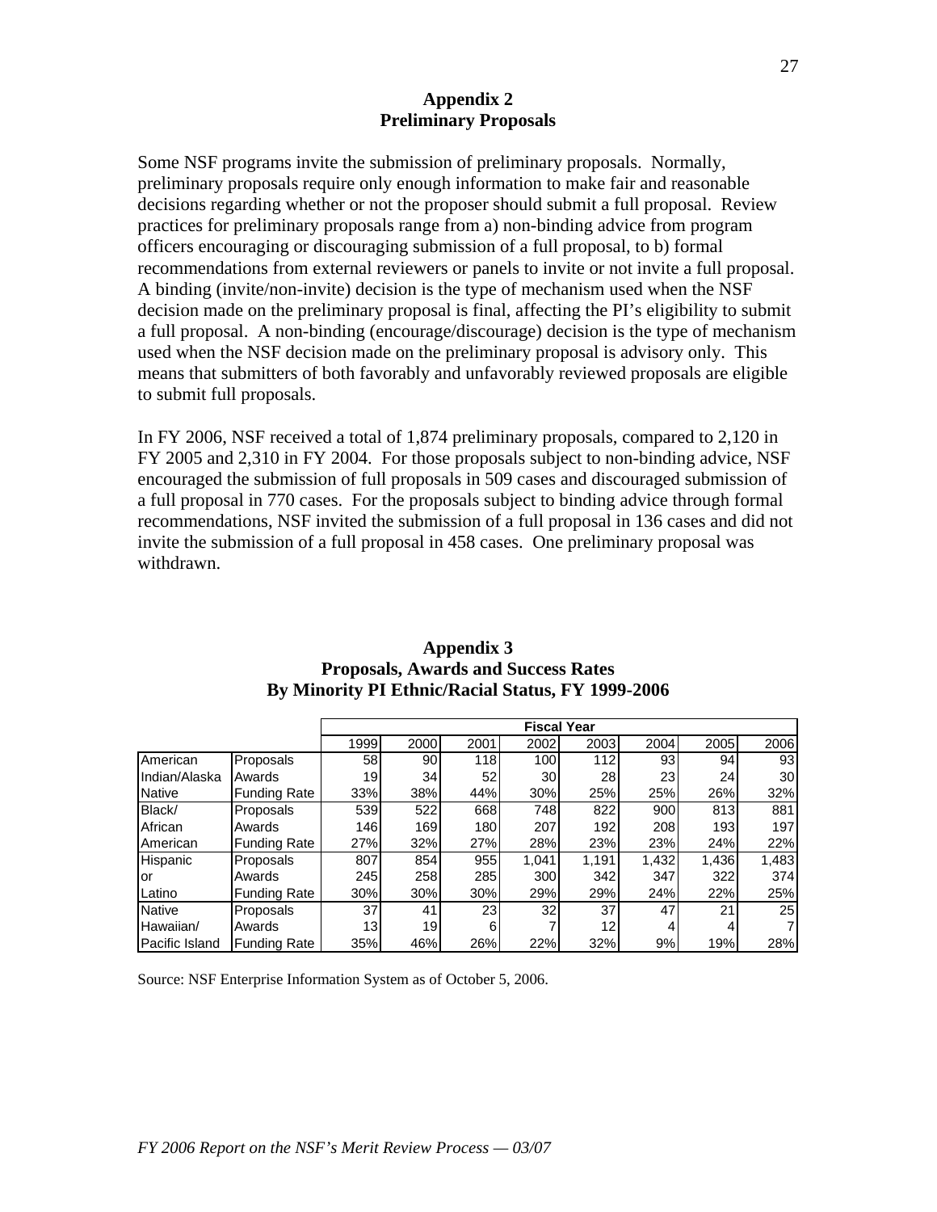## Appendix 2
## Preliminary Proposals

Some NSF programs invite the submission of preliminary proposals. Normally, preliminary proposals require only enough information to make fair and reasonable decisions regarding whether or not the proposer should submit a full proposal. Review practices for preliminary proposals range from a) non-binding advice from program officers encouraging or discouraging submission of a full proposal, to b) formal recommendations from external reviewers or panels to invite or not invite a full proposal. A binding (invite/non-invite) decision is the type of mechanism used when the NSF decision made on the preliminary proposal is final, affecting the PI's eligibility to submit a full proposal. A non-binding (encourage/discourage) decision is the type of mechanism used when the NSF decision made on the preliminary proposal is advisory only. This means that submitters of both favorably and unfavorably reviewed proposals are eligible to submit full proposals.

In FY 2006, NSF received a total of 1,874 preliminary proposals, compared to 2,120 in FY 2005 and 2,310 in FY 2004. For those proposals subject to non-binding advice, NSF encouraged the submission of full proposals in 509 cases and discouraged submission of a full proposal in 770 cases. For the proposals subject to binding advice through formal recommendations, NSF invited the submission of a full proposal in 136 cases and did not invite the submission of a full proposal in 458 cases. One preliminary proposal was withdrawn.

## Appendix 3
## Proposals, Awards and Success Rates
## By Minority PI Ethnic/Racial Status, FY 1999-2006

| | | Fiscal Year | | | | | | | |
|---|---|---|---|---|---|---|---|---|---|
| | | 1999 | 2000 | 2001 | 2002 | 2003 | 2004 | 2005 | 2006 |
| American Indian/Alaska Native | Proposals | 58 | 90 | 118 | 100 | 112 | 93 | 94 | 93 |
| | Awards | 19 | 34 | 52 | 30 | 28 | 23 | 24 | 30 |
| | Funding Rate | 33% | 38% | 44% | 30% | 25% | 25% | 26% | 32% |
| Black/ African American | Proposals | 539 | 522 | 668 | 748 | 822 | 900 | 813 | 881 |
| | Awards | 146 | 169 | 180 | 207 | 192 | 208 | 193 | 197 |
| | Funding Rate | 27% | 32% | 27% | 28% | 23% | 23% | 24% | 22% |
| Hispanic or Latino | Proposals | 807 | 854 | 955 | 1,041 | 1,191 | 1,432 | 1,436 | 1,483 |
| | Awards | 245 | 258 | 285 | 300 | 342 | 347 | 322 | 374 |
| | Funding Rate | 30% | 30% | 30% | 29% | 29% | 24% | 22% | 25% |
| Native Hawaiian/ Pacific Island | Proposals | 37 | 41 | 23 | 32 | 37 | 47 | 21 | 25 |
| | Awards | 13 | 19 | 6 | 7 | 12 | 4 | 4 | 7 |
| | Funding Rate | 35% | 46% | 26% | 22% | 32% | 9% | 19% | 28% |

Source: NSF Enterprise Information System as of October 5, 2006.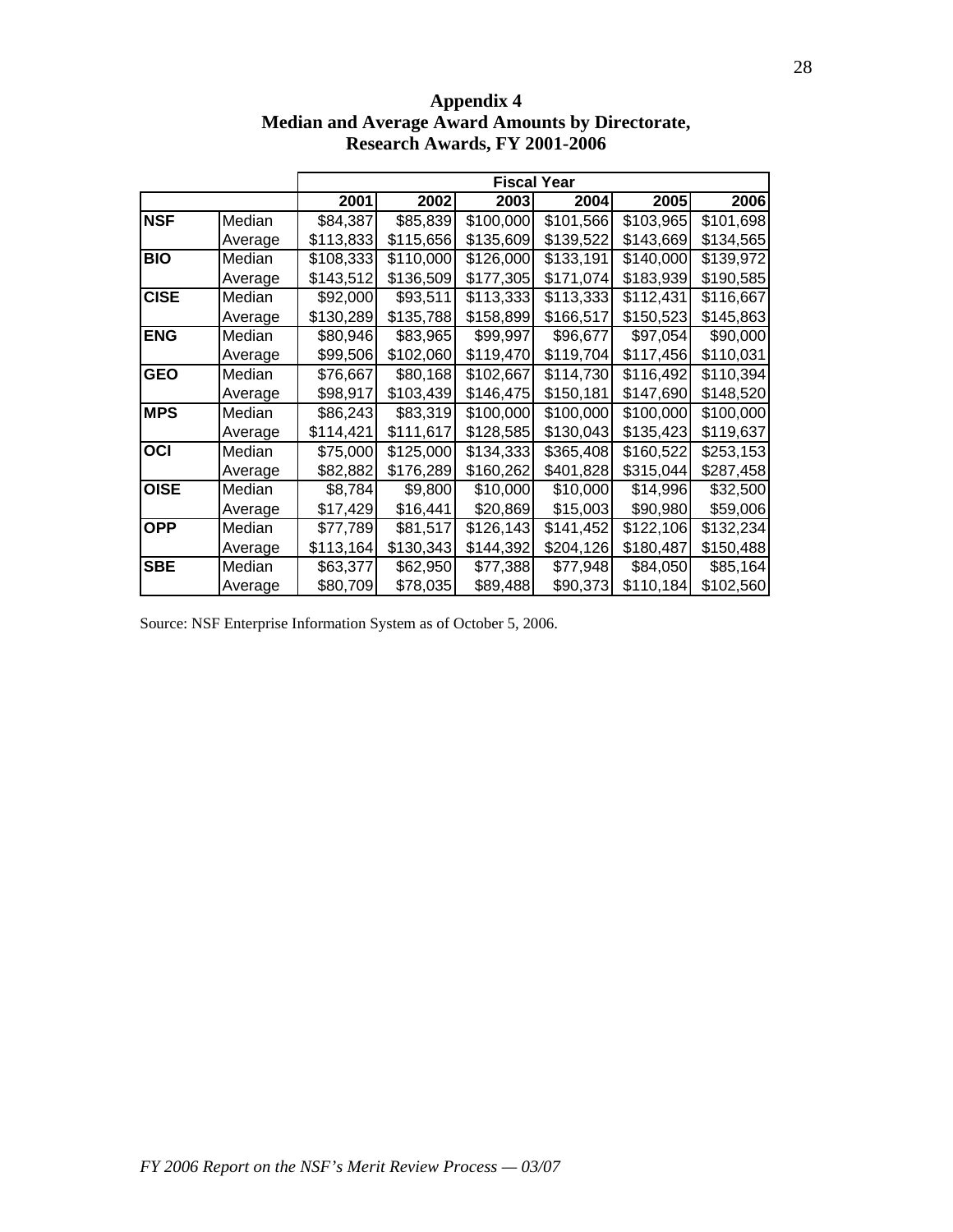# Appendix 4
## Median and Average Award Amounts by Directorate, Research Awards, FY 2001-2006

| | | Fiscal Year | | | | | |
|---|---|---|---|---|---|---|---|
| | | 2001 | 2002 | 2003 | 2004 | 2005 | 2006 |
| **NSF** | Median | $84,387 | $85,839 | $100,000 | $101,566 | $103,965 | $101,698 |
| | Average | $113,833 | $115,656 | $135,609 | $139,522 | $143,669 | $134,565 |
| **BIO** | Median | $108,333 | $110,000 | $126,000 | $133,191 | $140,000 | $139,972 |
| | Average | $143,512 | $136,509 | $177,305 | $171,074 | $183,939 | $190,585 |
| **CISE** | Median | $92,000 | $93,511 | $113,333 | $113,333 | $112,431 | $116,667 |
| | Average | $130,289 | $135,788 | $158,899 | $166,517 | $150,523 | $145,863 |
| **ENG** | Median | $80,946 | $83,965 | $99,997 | $96,677 | $97,054 | $90,000 |
| | Average | $99,506 | $102,060 | $119,470 | $119,704 | $117,456 | $110,031 |
| **GEO** | Median | $76,667 | $80,168 | $102,667 | $114,730 | $116,492 | $110,394 |
| | Average | $98,917 | $103,439 | $146,475 | $150,181 | $147,690 | $148,520 |
| **MPS** | Median | $86,243 | $83,319 | $100,000 | $100,000 | $100,000 | $100,000 |
| | Average | $114,421 | $111,617 | $128,585 | $130,043 | $135,423 | $119,637 |
| **OCI** | Median | $75,000 | $125,000 | $134,333 | $365,408 | $160,522 | $253,153 |
| | Average | $82,882 | $176,289 | $160,262 | $401,828 | $315,044 | $287,458 |
| **OISE** | Median | $8,784 | $9,800 | $10,000 | $10,000 | $14,996 | $32,500 |
| | Average | $17,429 | $16,441 | $20,869 | $15,003 | $90,980 | $59,006 |
| **OPP** | Median | $77,789 | $81,517 | $126,143 | $141,452 | $122,106 | $132,234 |
| | Average | $113,164 | $130,343 | $144,392 | $204,126 | $180,487 | $150,488 |
| **SBE** | Median | $63,377 | $62,950 | $77,388 | $77,948 | $84,050 | $85,164 |
| | Average | $80,709 | $78,035 | $89,488 | $90,373 | $110,184 | $102,560 |

Source: NSF Enterprise Information System as of October 5, 2006.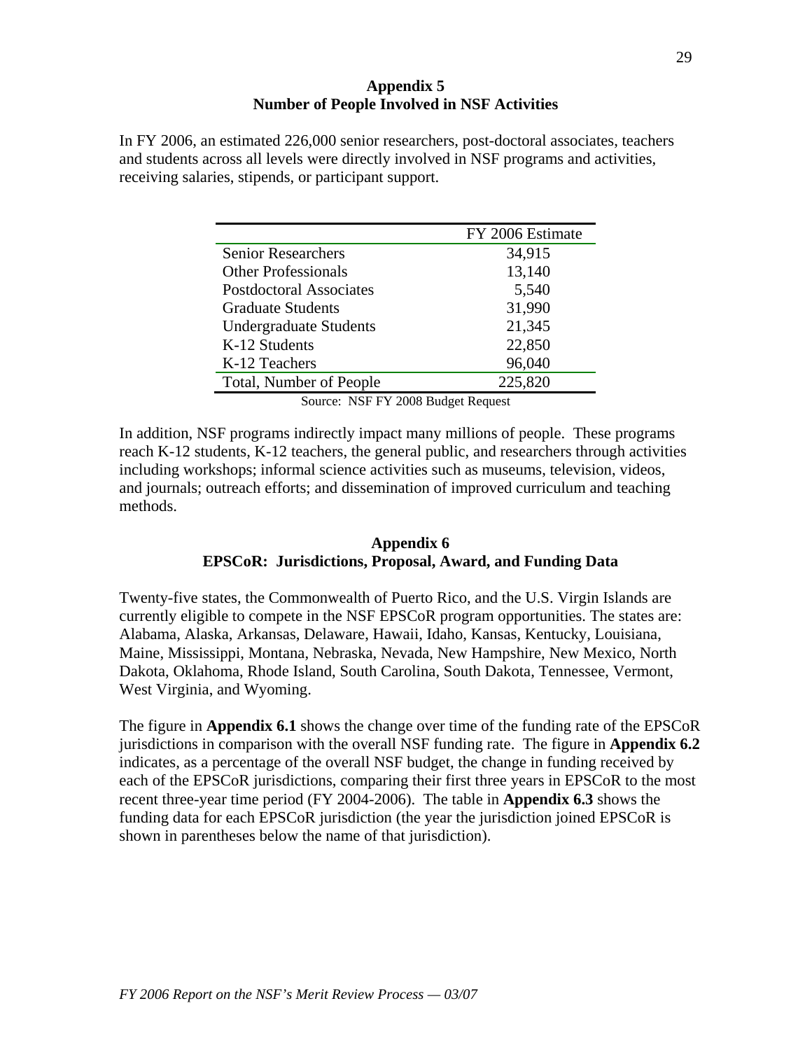## Appendix 5
## Number of People Involved in NSF Activities

In FY 2006, an estimated 226,000 senior researchers, post-doctoral associates, teachers and students across all levels were directly involved in NSF programs and activities, receiving salaries, stipends, or participant support.

| | FY 2006 Estimate |
|---|---|
| Senior Researchers | 34,915 |
| Other Professionals | 13,140 |
| Postdoctoral Associates | 5,540 |
| Graduate Students | 31,990 |
| Undergraduate Students | 21,345 |
| K-12 Students | 22,850 |
| K-12 Teachers | 96,040 |
| Total, Number of People | 225,820 |

Source: NSF FY 2008 Budget Request

In addition, NSF programs indirectly impact many millions of people. These programs reach K-12 students, K-12 teachers, the general public, and researchers through activities including workshops; informal science activities such as museums, television, videos, and journals; outreach efforts; and dissemination of improved curriculum and teaching methods.

## Appendix 6
## EPSCoR: Jurisdictions, Proposal, Award, and Funding Data

Twenty-five states, the Commonwealth of Puerto Rico, and the U.S. Virgin Islands are currently eligible to compete in the NSF EPSCoR program opportunities. The states are: Alabama, Alaska, Arkansas, Delaware, Hawaii, Idaho, Kansas, Kentucky, Louisiana, Maine, Mississippi, Montana, Nebraska, Nevada, New Hampshire, New Mexico, North Dakota, Oklahoma, Rhode Island, South Carolina, South Dakota, Tennessee, Vermont, West Virginia, and Wyoming.

The figure in **Appendix 6.1** shows the change over time of the funding rate of the EPSCoR jurisdictions in comparison with the overall NSF funding rate. The figure in **Appendix 6.2** indicates, as a percentage of the overall NSF budget, the change in funding received by each of the EPSCoR jurisdictions, comparing their first three years in EPSCoR to the most recent three-year time period (FY 2004-2006). The table in **Appendix 6.3** shows the funding data for each EPSCoR jurisdiction (the year the jurisdiction joined EPSCoR is shown in parentheses below the name of that jurisdiction).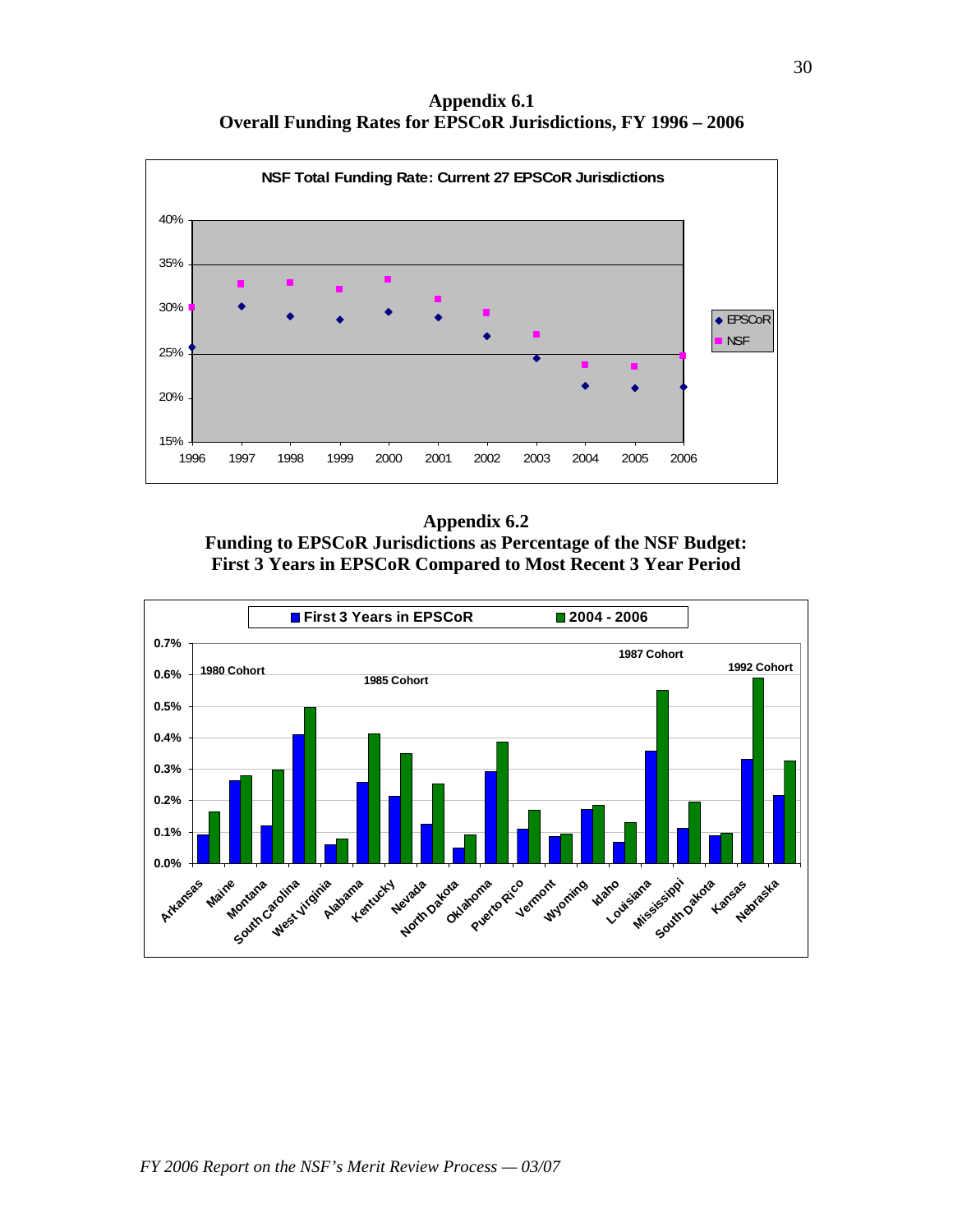## Appendix 6.1
## Overall Funding Rates for EPSCoR Jurisdictions, FY 1996 – 2006

## Appendix 6.2
## Funding to EPSCoR Jurisdictions as Percentage of the NSF Budget: First 3 Years in EPSCoR Compared to Most Recent 3 Year Period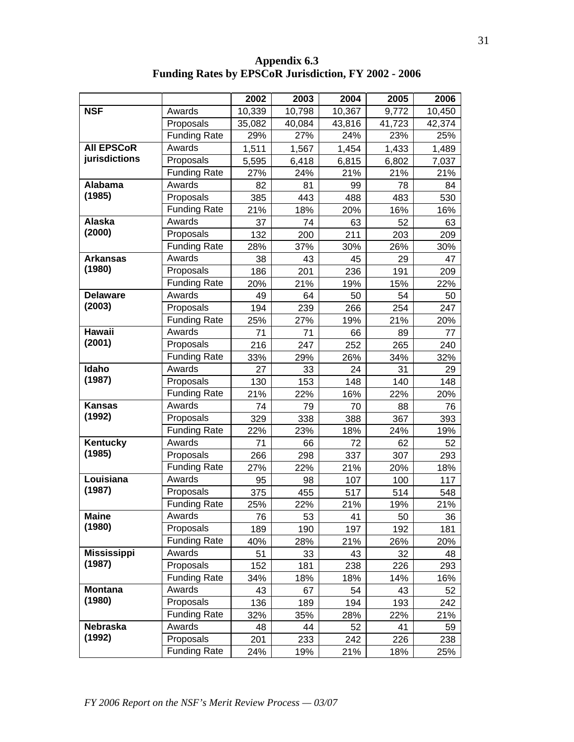**Appendix 6.3**
**Funding Rates by EPSCoR Jurisdiction, FY 2002 - 2006**

| | | 2002 | 2003 | 2004 | 2005 | 2006 |
|---|---|---|---|---|---|---|
| **NSF** | Awards | 10,339 | 10,798 | 10,367 | 9,772 | 10,450 |
| | Proposals | 35,082 | 40,084 | 43,816 | 41,723 | 42,374 |
| | Funding Rate | 29% | 27% | 24% | 23% | 25% |
| **All EPSCoR jurisdictions** | Awards | 1,511 | 1,567 | 1,454 | 1,433 | 1,489 |
| | Proposals | 5,595 | 6,418 | 6,815 | 6,802 | 7,037 |
| | Funding Rate | 27% | 24% | 21% | 21% | 21% |
| **Alabama (1985)** | Awards | 82 | 81 | 99 | 78 | 84 |
| | Proposals | 385 | 443 | 488 | 483 | 530 |
| | Funding Rate | 21% | 18% | 20% | 16% | 16% |
| **Alaska (2000)** | Awards | 37 | 74 | 63 | 52 | 63 |
| | Proposals | 132 | 200 | 211 | 203 | 209 |
| | Funding Rate | 28% | 37% | 30% | 26% | 30% |
| **Arkansas (1980)** | Awards | 38 | 43 | 45 | 29 | 47 |
| | Proposals | 186 | 201 | 236 | 191 | 209 |
| | Funding Rate | 20% | 21% | 19% | 15% | 22% |
| **Delaware (2003)** | Awards | 49 | 64 | 50 | 54 | 50 |
| | Proposals | 194 | 239 | 266 | 254 | 247 |
| | Funding Rate | 25% | 27% | 19% | 21% | 20% |
| **Hawaii (2001)** | Awards | 71 | 71 | 66 | 89 | 77 |
| | Proposals | 216 | 247 | 252 | 265 | 240 |
| | Funding Rate | 33% | 29% | 26% | 34% | 32% |
| **Idaho (1987)** | Awards | 27 | 33 | 24 | 31 | 29 |
| | Proposals | 130 | 153 | 148 | 140 | 148 |
| | Funding Rate | 21% | 22% | 16% | 22% | 20% |
| **Kansas (1992)** | Awards | 74 | 79 | 70 | 88 | 76 |
| | Proposals | 329 | 338 | 388 | 367 | 393 |
| | Funding Rate | 22% | 23% | 18% | 24% | 19% |
| **Kentucky (1985)** | Awards | 71 | 66 | 72 | 62 | 52 |
| | Proposals | 266 | 298 | 337 | 307 | 293 |
| | Funding Rate | 27% | 22% | 21% | 20% | 18% |
| **Louisiana (1987)** | Awards | 95 | 98 | 107 | 100 | 117 |
| | Proposals | 375 | 455 | 517 | 514 | 548 |
| | Funding Rate | 25% | 22% | 21% | 19% | 21% |
| **Maine (1980)** | Awards | 76 | 53 | 41 | 50 | 36 |
| | Proposals | 189 | 190 | 197 | 192 | 181 |
| | Funding Rate | 40% | 28% | 21% | 26% | 20% |
| **Mississippi (1987)** | Awards | 51 | 33 | 43 | 32 | 48 |
| | Proposals | 152 | 181 | 238 | 226 | 293 |
| | Funding Rate | 34% | 18% | 18% | 14% | 16% |
| **Montana (1980)** | Awards | 43 | 67 | 54 | 43 | 52 |
| | Proposals | 136 | 189 | 194 | 193 | 242 |
| | Funding Rate | 32% | 35% | 28% | 22% | 21% |
| **Nebraska (1992)** | Awards | 48 | 44 | 52 | 41 | 59 |
| | Proposals | 201 | 233 | 242 | 226 | 238 |
| | Funding Rate | 24% | 19% | 21% | 18% | 25% |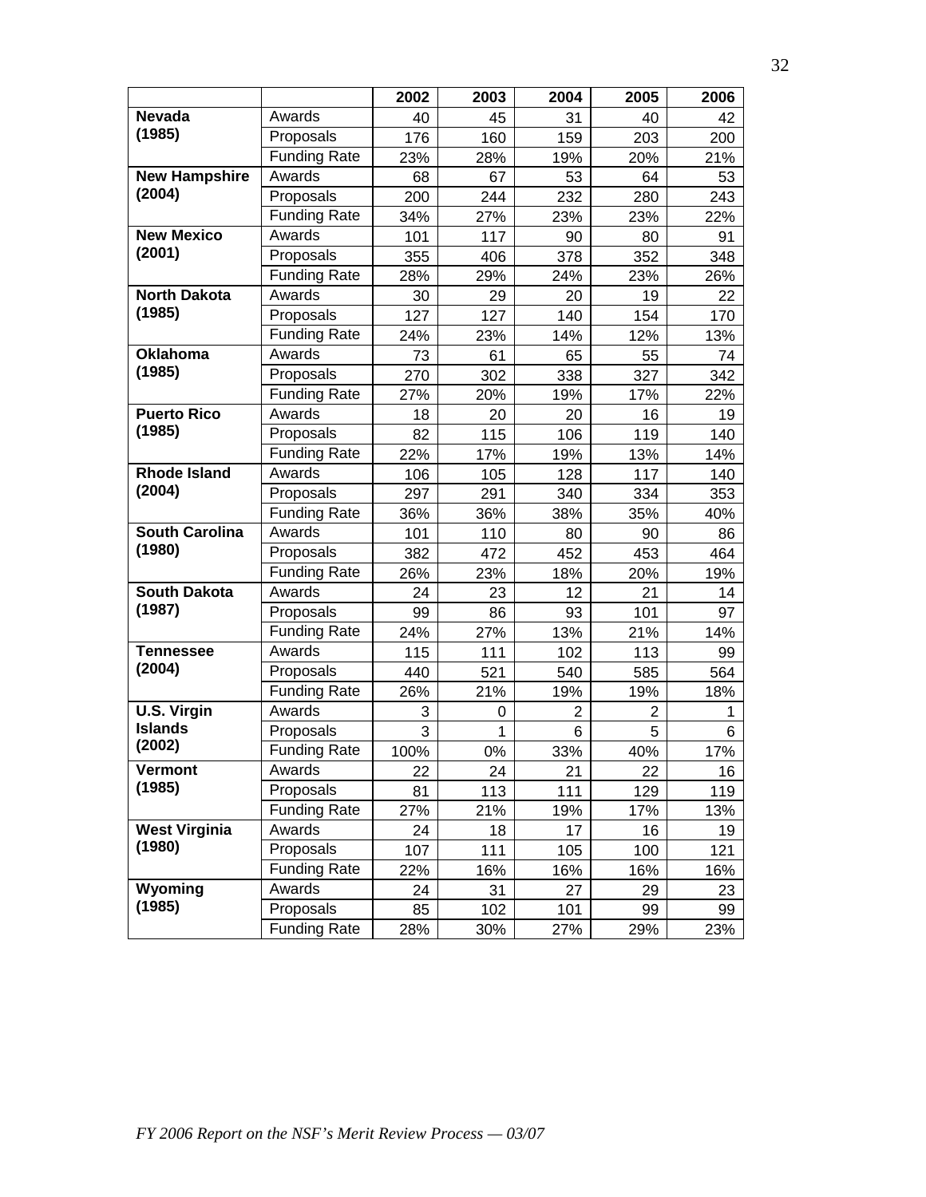| | | 2002 | 2003 | 2004 | 2005 | 2006 |
|---|---|---|---|---|---|---|
| **Nevada (1985)** | Awards | 40 | 45 | 31 | 40 | 42 |
| | Proposals | 176 | 160 | 159 | 203 | 200 |
| | Funding Rate | 23% | 28% | 19% | 20% | 21% |
| **New Hampshire (2004)** | Awards | 68 | 67 | 53 | 64 | 53 |
| | Proposals | 200 | 244 | 232 | 280 | 243 |
| | Funding Rate | 34% | 27% | 23% | 23% | 22% |
| **New Mexico (2001)** | Awards | 101 | 117 | 90 | 80 | 91 |
| | Proposals | 355 | 406 | 378 | 352 | 348 |
| | Funding Rate | 28% | 29% | 24% | 23% | 26% |
| **North Dakota (1985)** | Awards | 30 | 29 | 20 | 19 | 22 |
| | Proposals | 127 | 127 | 140 | 154 | 170 |
| | Funding Rate | 24% | 23% | 14% | 12% | 13% |
| **Oklahoma (1985)** | Awards | 73 | 61 | 65 | 55 | 74 |
| | Proposals | 270 | 302 | 338 | 327 | 342 |
| | Funding Rate | 27% | 20% | 19% | 17% | 22% |
| **Puerto Rico (1985)** | Awards | 18 | 20 | 20 | 16 | 19 |
| | Proposals | 82 | 115 | 106 | 119 | 140 |
| | Funding Rate | 22% | 17% | 19% | 13% | 14% |
| **Rhode Island (2004)** | Awards | 106 | 105 | 128 | 117 | 140 |
| | Proposals | 297 | 291 | 340 | 334 | 353 |
| | Funding Rate | 36% | 36% | 38% | 35% | 40% |
| **South Carolina (1980)** | Awards | 101 | 110 | 80 | 90 | 86 |
| | Proposals | 382 | 472 | 452 | 453 | 464 |
| | Funding Rate | 26% | 23% | 18% | 20% | 19% |
| **South Dakota (1987)** | Awards | 24 | 23 | 12 | 21 | 14 |
| | Proposals | 99 | 86 | 93 | 101 | 97 |
| | Funding Rate | 24% | 27% | 13% | 21% | 14% |
| **Tennessee (2004)** | Awards | 115 | 111 | 102 | 113 | 99 |
| | Proposals | 440 | 521 | 540 | 585 | 564 |
| | Funding Rate | 26% | 21% | 19% | 19% | 18% |
| **U.S. Virgin Islands (2002)** | Awards | 3 | 0 | 2 | 2 | 1 |
| | Proposals | 3 | 1 | 6 | 5 | 6 |
| | Funding Rate | 100% | 0% | 33% | 40% | 17% |
| **Vermont (1985)** | Awards | 22 | 24 | 21 | 22 | 16 |
| | Proposals | 81 | 113 | 111 | 129 | 119 |
| | Funding Rate | 27% | 21% | 19% | 17% | 13% |
| **West Virginia (1980)** | Awards | 24 | 18 | 17 | 16 | 19 |
| | Proposals | 107 | 111 | 105 | 100 | 121 |
| | Funding Rate | 22% | 16% | 16% | 16% | 16% |
| **Wyoming (1985)** | Awards | 24 | 31 | 27 | 29 | 23 |
| | Proposals | 85 | 102 | 101 | 99 | 99 |
| | Funding Rate | 28% | 30% | 27% | 29% | 23% |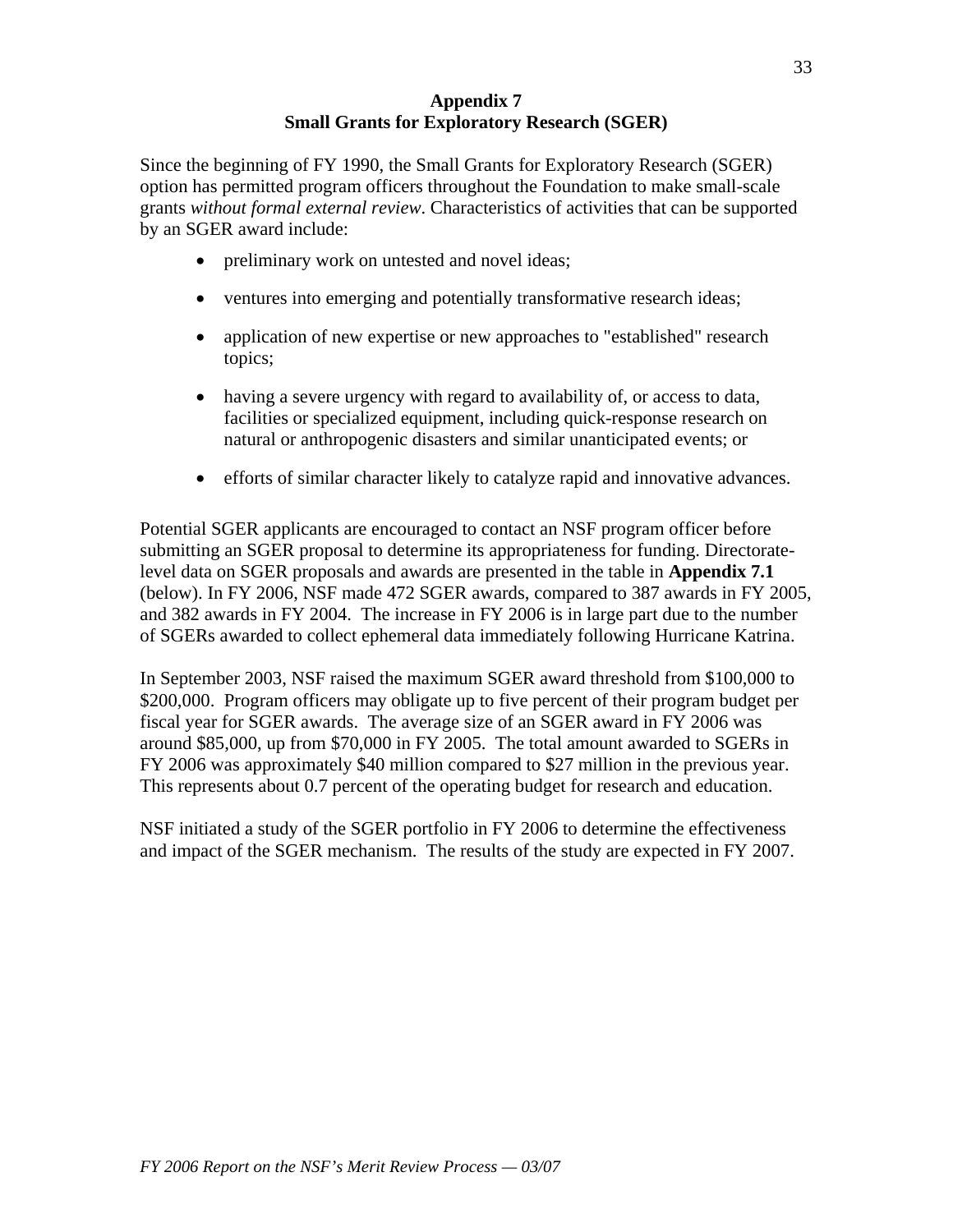# Appendix 7
## Small Grants for Exploratory Research (SGER)

Since the beginning of FY 1990, the Small Grants for Exploratory Research (SGER) option has permitted program officers throughout the Foundation to make small-scale grants *without formal external review*. Characteristics of activities that can be supported by an SGER award include:

- preliminary work on untested and novel ideas;
- ventures into emerging and potentially transformative research ideas;
- application of new expertise or new approaches to "established" research topics;
- having a severe urgency with regard to availability of, or access to data, facilities or specialized equipment, including quick-response research on natural or anthropogenic disasters and similar unanticipated events; or
- efforts of similar character likely to catalyze rapid and innovative advances.

Potential SGER applicants are encouraged to contact an NSF program officer before submitting an SGER proposal to determine its appropriateness for funding. Directorate-level data on SGER proposals and awards are presented in the table in **Appendix 7.1** (below). In FY 2006, NSF made 472 SGER awards, compared to 387 awards in FY 2005, and 382 awards in FY 2004. The increase in FY 2006 is in large part due to the number of SGERs awarded to collect ephemeral data immediately following Hurricane Katrina.

In September 2003, NSF raised the maximum SGER award threshold from $100,000 to $200,000. Program officers may obligate up to five percent of their program budget per fiscal year for SGER awards. The average size of an SGER award in FY 2006 was around $85,000, up from $70,000 in FY 2005. The total amount awarded to SGERs in FY 2006 was approximately $40 million compared to $27 million in the previous year. This represents about 0.7 percent of the operating budget for research and education.

NSF initiated a study of the SGER portfolio in FY 2006 to determine the effectiveness and impact of the SGER mechanism. The results of the study are expected in FY 2007.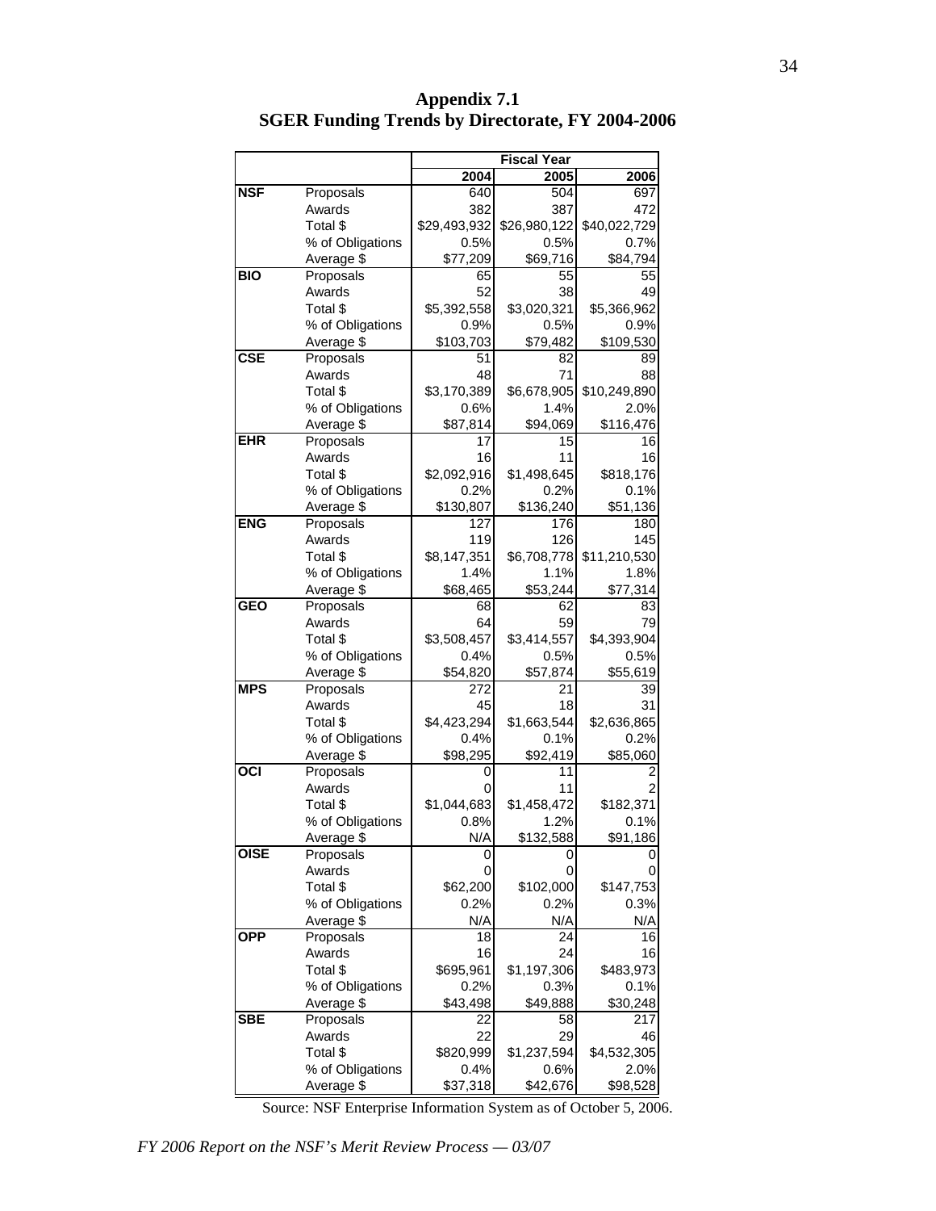# Appendix 7.1
## SGER Funding Trends by Directorate, FY 2004-2006

| | | Fiscal Year | | |
|---|---|---|---|---|
| | | 2004 | 2005 | 2006 |
| **NSF** | Proposals | 640 | 504 | 697 |
| | Awards | 382 | 387 | 472 |
| | Total $ | $29,493,932 | $26,980,122 | $40,022,729 |
| | % of Obligations | 0.5% | 0.5% | 0.7% |
| | Average $ | $77,209 | $69,716 | $84,794 |
| **BIO** | Proposals | 65 | 55 | 55 |
| | Awards | 52 | 38 | 49 |
| | Total $ | $5,392,558 | $3,020,321 | $5,366,962 |
| | % of Obligations | 0.9% | 0.5% | 0.9% |
| | Average $ | $103,703 | $79,482 | $109,530 |
| **CSE** | Proposals | 51 | 82 | 89 |
| | Awards | 48 | 71 | 88 |
| | Total $ | $3,170,389 | $6,678,905 | $10,249,890 |
| | % of Obligations | 0.6% | 1.4% | 2.0% |
| | Average $ | $87,814 | $94,069 | $116,476 |
| **EHR** | Proposals | 17 | 15 | 16 |
| | Awards | 16 | 11 | 16 |
| | Total $ | $2,092,916 | $1,498,645 | $818,176 |
| | % of Obligations | 0.2% | 0.2% | 0.1% |
| | Average $ | $130,807 | $136,240 | $51,136 |
| **ENG** | Proposals | 127 | 176 | 180 |
| | Awards | 119 | 126 | 145 |
| | Total $ | $8,147,351 | $6,708,778 | $11,210,530 |
| | % of Obligations | 1.4% | 1.1% | 1.8% |
| | Average $ | $68,465 | $53,244 | $77,314 |
| **GEO** | Proposals | 68 | 62 | 83 |
| | Awards | 64 | 59 | 79 |
| | Total $ | $3,508,457 | $3,414,557 | $4,393,904 |
| | % of Obligations | 0.4% | 0.5% | 0.5% |
| | Average $ | $54,820 | $57,874 | $55,619 |
| **MPS** | Proposals | 272 | 21 | 39 |
| | Awards | 45 | 18 | 31 |
| | Total $ | $4,423,294 | $1,663,544 | $2,636,865 |
| | % of Obligations | 0.4% | 0.1% | 0.2% |
| | Average $ | $98,295 | $92,419 | $85,060 |
| **OCI** | Proposals | 0 | 11 | 2 |
| | Awards | 0 | 11 | 2 |
| | Total $ | $1,044,683 | $1,458,472 | $182,371 |
| | % of Obligations | 0.8% | 1.2% | 0.1% |
| | Average $ | N/A | $132,588 | $91,186 |
| **OISE** | Proposals | 0 | 0 | 0 |
| | Awards | 0 | 0 | 0 |
| | Total $ | $62,200 | $102,000 | $147,753 |
| | % of Obligations | 0.2% | 0.2% | 0.3% |
| | Average $ | N/A | N/A | N/A |
| **OPP** | Proposals | 18 | 24 | 16 |
| | Awards | 16 | 24 | 16 |
| | Total $ | $695,961 | $1,197,306 | $483,973 |
| | % of Obligations | 0.2% | 0.3% | 0.1% |
| | Average $ | $43,498 | $49,888 | $30,248 |
| **SBE** | Proposals | 22 | 58 | 217 |
| | Awards | 22 | 29 | 46 |
| | Total $ | $820,999 | $1,237,594 | $4,532,305 |
| | % of Obligations | 0.4% | 0.6% | 2.0% |
| | Average $ | $37,318 | $42,676 | $98,528 |

Source: NSF Enterprise Information System as of October 5, 2006.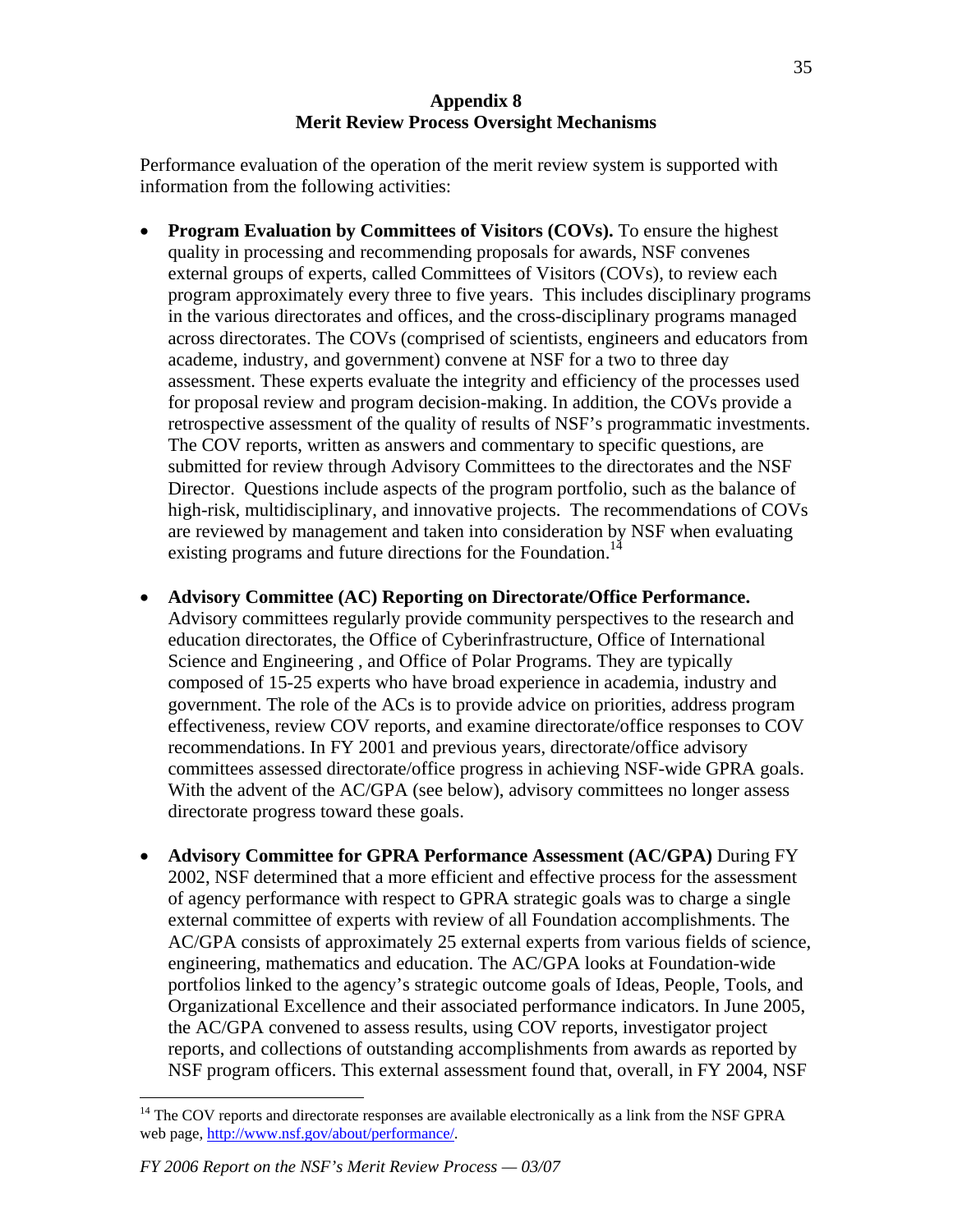## Appendix 8
## Merit Review Process Oversight Mechanisms

Performance evaluation of the operation of the merit review system is supported with information from the following activities:

- **Program Evaluation by Committees of Visitors (COVs).** To ensure the highest quality in processing and recommending proposals for awards, NSF convenes external groups of experts, called Committees of Visitors (COVs), to review each program approximately every three to five years. This includes disciplinary programs in the various directorates and offices, and the cross-disciplinary programs managed across directorates. The COVs (comprised of scientists, engineers and educators from academe, industry, and government) convene at NSF for a two to three day assessment. These experts evaluate the integrity and efficiency of the processes used for proposal review and program decision-making. In addition, the COVs provide a retrospective assessment of the quality of results of NSF's programmatic investments. The COV reports, written as answers and commentary to specific questions, are submitted for review through Advisory Committees to the directorates and the NSF Director. Questions include aspects of the program portfolio, such as the balance of high-risk, multidisciplinary, and innovative projects. The recommendations of COVs are reviewed by management and taken into consideration by NSF when evaluating existing programs and future directions for the Foundation.[14]

- **Advisory Committee (AC) Reporting on Directorate/Office Performance.** Advisory committees regularly provide community perspectives to the research and education directorates, the Office of Cyberinfrastructure, Office of International Science and Engineering , and Office of Polar Programs. They are typically composed of 15-25 experts who have broad experience in academia, industry and government. The role of the ACs is to provide advice on priorities, address program effectiveness, review COV reports, and examine directorate/office responses to COV recommendations. In FY 2001 and previous years, directorate/office advisory committees assessed directorate/office progress in achieving NSF-wide GPRA goals. With the advent of the AC/GPA (see below), advisory committees no longer assess directorate progress toward these goals.

- **Advisory Committee for GPRA Performance Assessment (AC/GPA)** During FY 2002, NSF determined that a more efficient and effective process for the assessment of agency performance with respect to GPRA strategic goals was to charge a single external committee of experts with review of all Foundation accomplishments. The AC/GPA consists of approximately 25 external experts from various fields of science, engineering, mathematics and education. The AC/GPA looks at Foundation-wide portfolios linked to the agency's strategic outcome goals of Ideas, People, Tools, and Organizational Excellence and their associated performance indicators. In June 2005, the AC/GPA convened to assess results, using COV reports, investigator project reports, and collections of outstanding accomplishments from awards as reported by NSF program officers. This external assessment found that, overall, in FY 2004, NSF

---

[14] The COV reports and directorate responses are available electronically as a link from the NSF GPRA web page, http://www.nsf.gov/about/performance/.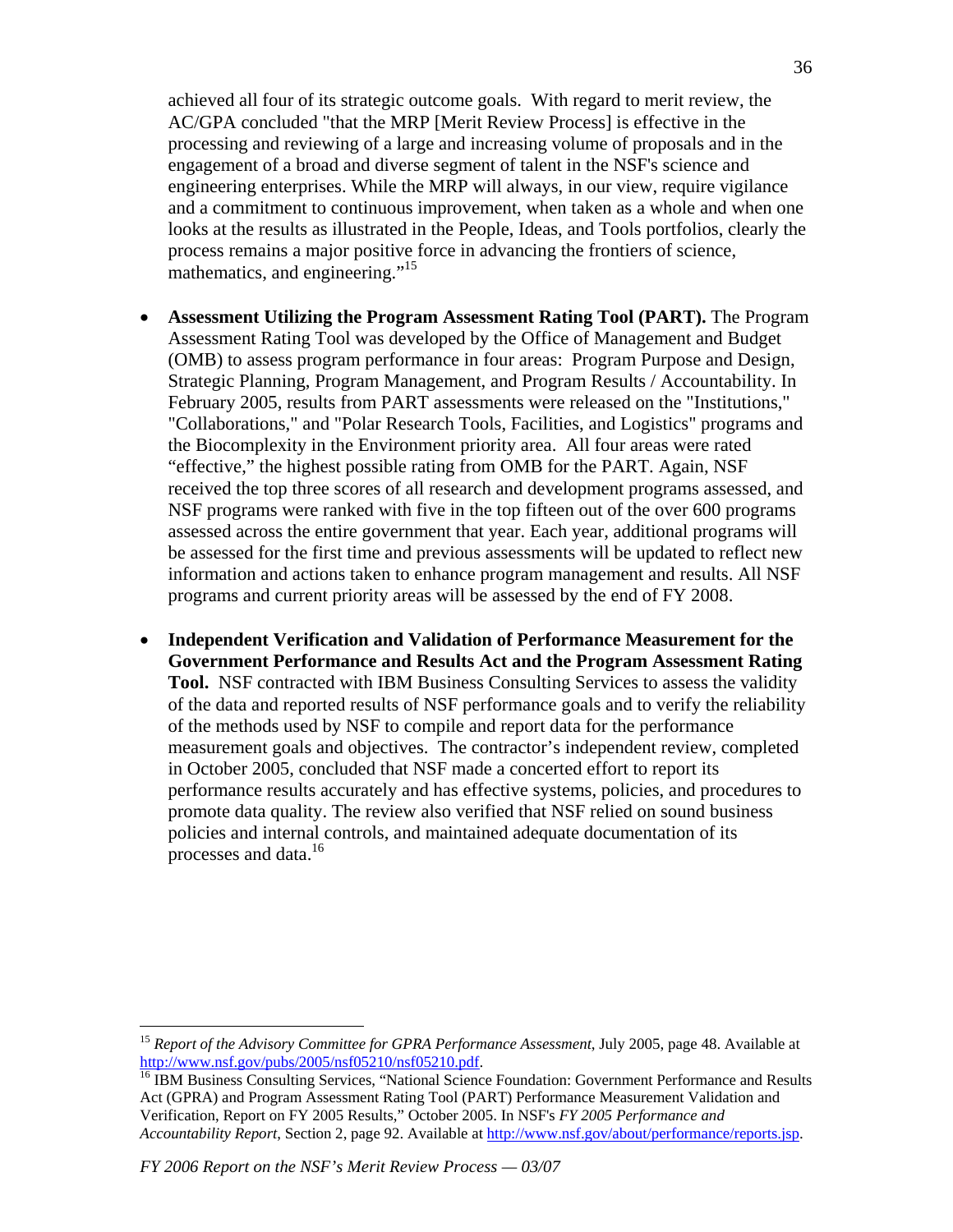achieved all four of its strategic outcome goals. With regard to merit review, the AC/GPA concluded "that the MRP [Merit Review Process] is effective in the processing and reviewing of a large and increasing volume of proposals and in the engagement of a broad and diverse segment of talent in the NSF's science and engineering enterprises. While the MRP will always, in our view, require vigilance and a commitment to continuous improvement, when taken as a whole and when one looks at the results as illustrated in the People, Ideas, and Tools portfolios, clearly the process remains a major positive force in advancing the frontiers of science, mathematics, and engineering."[15]

- **Assessment Utilizing the Program Assessment Rating Tool (PART).** The Program Assessment Rating Tool was developed by the Office of Management and Budget (OMB) to assess program performance in four areas: Program Purpose and Design, Strategic Planning, Program Management, and Program Results / Accountability. In February 2005, results from PART assessments were released on the "Institutions," "Collaborations," and "Polar Research Tools, Facilities, and Logistics" programs and the Biocomplexity in the Environment priority area. All four areas were rated "effective," the highest possible rating from OMB for the PART. Again, NSF received the top three scores of all research and development programs assessed, and NSF programs were ranked with five in the top fifteen out of the over 600 programs assessed across the entire government that year. Each year, additional programs will be assessed for the first time and previous assessments will be updated to reflect new information and actions taken to enhance program management and results. All NSF programs and current priority areas will be assessed by the end of FY 2008.

- **Independent Verification and Validation of Performance Measurement for the Government Performance and Results Act and the Program Assessment Rating Tool.** NSF contracted with IBM Business Consulting Services to assess the validity of the data and reported results of NSF performance goals and to verify the reliability of the methods used by NSF to compile and report data for the performance measurement goals and objectives. The contractor's independent review, completed in October 2005, concluded that NSF made a concerted effort to report its performance results accurately and has effective systems, policies, and procedures to promote data quality. The review also verified that NSF relied on sound business policies and internal controls, and maintained adequate documentation of its processes and data.[16]

---

[15] *Report of the Advisory Committee for GPRA Performance Assessment*, July 2005, page 48. Available at http://www.nsf.gov/pubs/2005/nsf05210/nsf05210.pdf.

[16] IBM Business Consulting Services, "National Science Foundation: Government Performance and Results Act (GPRA) and Program Assessment Rating Tool (PART) Performance Measurement Validation and Verification, Report on FY 2005 Results," October 2005. In NSF's *FY 2005 Performance and Accountability Report*, Section 2, page 92. Available at http://www.nsf.gov/about/performance/reports.jsp.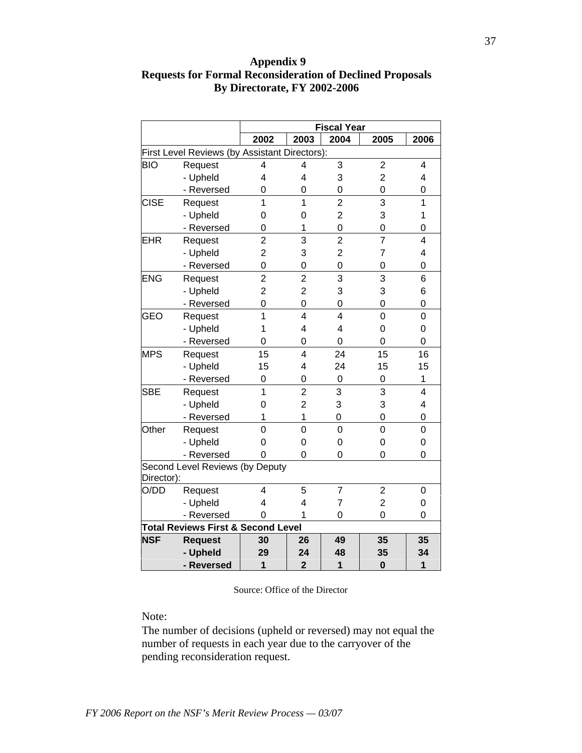# Appendix 9
## Requests for Formal Reconsideration of Declined Proposals
## By Directorate, FY 2002-2006

| | | Fiscal Year | | | | |
|---|---|---|---|---|---|---|
| | | 2002 | 2003 | 2004 | 2005 | 2006 |
| First Level Reviews (by Assistant Directors): | | | | | | |
| BIO | Request | 4 | 4 | 3 | 2 | 4 |
| | - Upheld | 4 | 4 | 3 | 2 | 4 |
| | - Reversed | 0 | 0 | 0 | 0 | 0 |
| CISE | Request | 1 | 1 | 2 | 3 | 1 |
| | - Upheld | 0 | 0 | 2 | 3 | 1 |
| | - Reversed | 0 | 1 | 0 | 0 | 0 |
| EHR | Request | 2 | 3 | 2 | 7 | 4 |
| | - Upheld | 2 | 3 | 2 | 7 | 4 |
| | - Reversed | 0 | 0 | 0 | 0 | 0 |
| ENG | Request | 2 | 2 | 3 | 3 | 6 |
| | - Upheld | 2 | 2 | 3 | 3 | 6 |
| | - Reversed | 0 | 0 | 0 | 0 | 0 |
| GEO | Request | 1 | 4 | 4 | 0 | 0 |
| | - Upheld | 1 | 4 | 4 | 0 | 0 |
| | - Reversed | 0 | 0 | 0 | 0 | 0 |
| MPS | Request | 15 | 4 | 24 | 15 | 16 |
| | - Upheld | 15 | 4 | 24 | 15 | 15 |
| | - Reversed | 0 | 0 | 0 | 0 | 1 |
| SBE | Request | 1 | 2 | 3 | 3 | 4 |
| | - Upheld | 0 | 2 | 3 | 3 | 4 |
| | - Reversed | 1 | 1 | 0 | 0 | 0 |
| Other | Request | 0 | 0 | 0 | 0 | 0 |
| | - Upheld | 0 | 0 | 0 | 0 | 0 |
| | - Reversed | 0 | 0 | 0 | 0 | 0 |
| Second Level Reviews (by Deputy Director): | | | | | | |
| O/DD | Request | 4 | 5 | 7 | 2 | 0 |
| | - Upheld | 4 | 4 | 7 | 2 | 0 |
| | - Reversed | 0 | 1 | 0 | 0 | 0 |
| **Total Reviews First & Second Level** | | | | | | |
| **NSF** | **Request** | **30** | **26** | **49** | **35** | **35** |
| | **- Upheld** | **29** | **24** | **48** | **35** | **34** |
| | **- Reversed** | **1** | **2** | **1** | **0** | **1** |

Source: Office of the Director

Note:
The number of decisions (upheld or reversed) may not equal the number of requests in each year due to the carryover of the pending reconsideration request.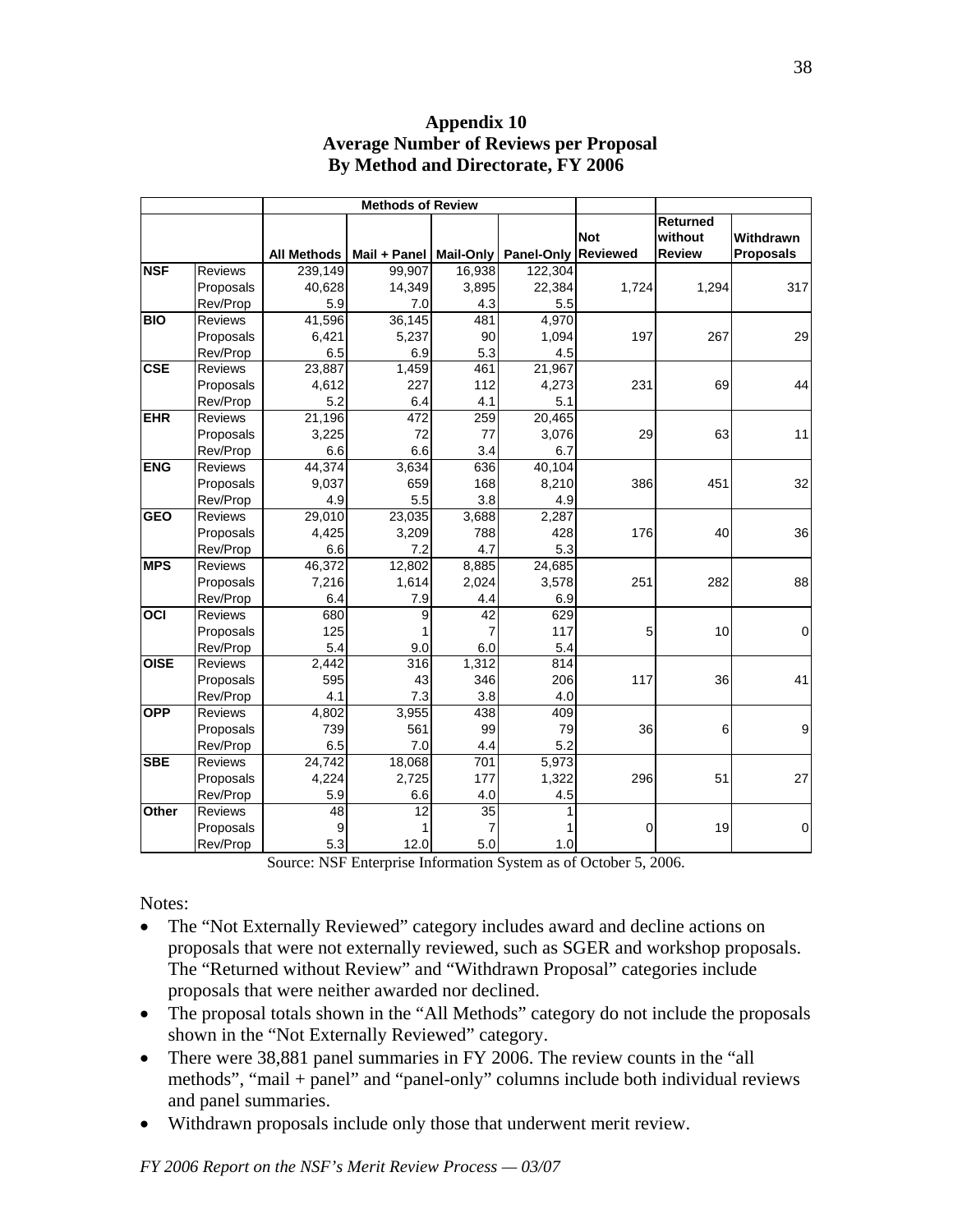## Appendix 10
## Average Number of Reviews per Proposal
## By Method and Directorate, FY 2006

| | | Methods of Review | | | | | | |
|---|---|---|---|---|---|---|---|---|
| | | All Methods | Mail + Panel | Mail-Only | Panel-Only | Not Reviewed | Returned without Review | Withdrawn Proposals |
| **NSF** | Reviews | 239,149 | 99,907 | 16,938 | 122,304 | | | |
| | Proposals | 40,628 | 14,349 | 3,895 | 22,384 | 1,724 | 1,294 | 317 |
| | Rev/Prop | 5.9 | 7.0 | 4.3 | 5.5 | | | |
| **BIO** | Reviews | 41,596 | 36,145 | 481 | 4,970 | | | |
| | Proposals | 6,421 | 5,237 | 90 | 1,094 | 197 | 267 | 29 |
| | Rev/Prop | 6.5 | 6.9 | 5.3 | 4.5 | | | |
| **CSE** | Reviews | 23,887 | 1,459 | 461 | 21,967 | | | |
| | Proposals | 4,612 | 227 | 112 | 4,273 | 231 | 69 | 44 |
| | Rev/Prop | 5.2 | 6.4 | 4.1 | 5.1 | | | |
| **EHR** | Reviews | 21,196 | 472 | 259 | 20,465 | | | |
| | Proposals | 3,225 | 72 | 77 | 3,076 | 29 | 63 | 11 |
| | Rev/Prop | 6.6 | 6.6 | 3.4 | 6.7 | | | |
| **ENG** | Reviews | 44,374 | 3,634 | 636 | 40,104 | | | |
| | Proposals | 9,037 | 659 | 168 | 8,210 | 386 | 451 | 32 |
| | Rev/Prop | 4.9 | 5.5 | 3.8 | 4.9 | | | |
| **GEO** | Reviews | 29,010 | 23,035 | 3,688 | 2,287 | | | |
| | Proposals | 4,425 | 3,209 | 788 | 428 | 176 | 40 | 36 |
| | Rev/Prop | 6.6 | 7.2 | 4.7 | 5.3 | | | |
| **MPS** | Reviews | 46,372 | 12,802 | 8,885 | 24,685 | | | |
| | Proposals | 7,216 | 1,614 | 2,024 | 3,578 | 251 | 282 | 88 |
| | Rev/Prop | 6.4 | 7.9 | 4.4 | 6.9 | | | |
| **OCI** | Reviews | 680 | 9 | 42 | 629 | | | |
| | Proposals | 125 | 1 | 7 | 117 | 5 | 10 | 0 |
| | Rev/Prop | 5.4 | 9.0 | 6.0 | 5.4 | | | |
| **OISE** | Reviews | 2,442 | 316 | 1,312 | 814 | | | |
| | Proposals | 595 | 43 | 346 | 206 | 117 | 36 | 41 |
| | Rev/Prop | 4.1 | 7.3 | 3.8 | 4.0 | | | |
| **OPP** | Reviews | 4,802 | 3,955 | 438 | 409 | | | |
| | Proposals | 739 | 561 | 99 | 79 | 36 | 6 | 9 |
| | Rev/Prop | 6.5 | 7.0 | 4.4 | 5.2 | | | |
| **SBE** | Reviews | 24,742 | 18,068 | 701 | 5,973 | | | |
| | Proposals | 4,224 | 2,725 | 177 | 1,322 | 296 | 51 | 27 |
| | Rev/Prop | 5.9 | 6.6 | 4.0 | 4.5 | | | |
| **Other** | Reviews | 48 | 12 | 35 | 1 | | | |
| | Proposals | 9 | 1 | 7 | 1 | 0 | 19 | 0 |
| | Rev/Prop | 5.3 | 12.0 | 5.0 | 1.0 | | | |

Source: NSF Enterprise Information System as of October 5, 2006.

Notes:

- The "Not Externally Reviewed" category includes award and decline actions on proposals that were not externally reviewed, such as SGER and workshop proposals. The "Returned without Review" and "Withdrawn Proposal" categories include proposals that were neither awarded nor declined.
- The proposal totals shown in the "All Methods" category do not include the proposals shown in the "Not Externally Reviewed" category.
- There were 38,881 panel summaries in FY 2006. The review counts in the "all methods", "mail + panel" and "panel-only" columns include both individual reviews and panel summaries.
- Withdrawn proposals include only those that underwent merit review.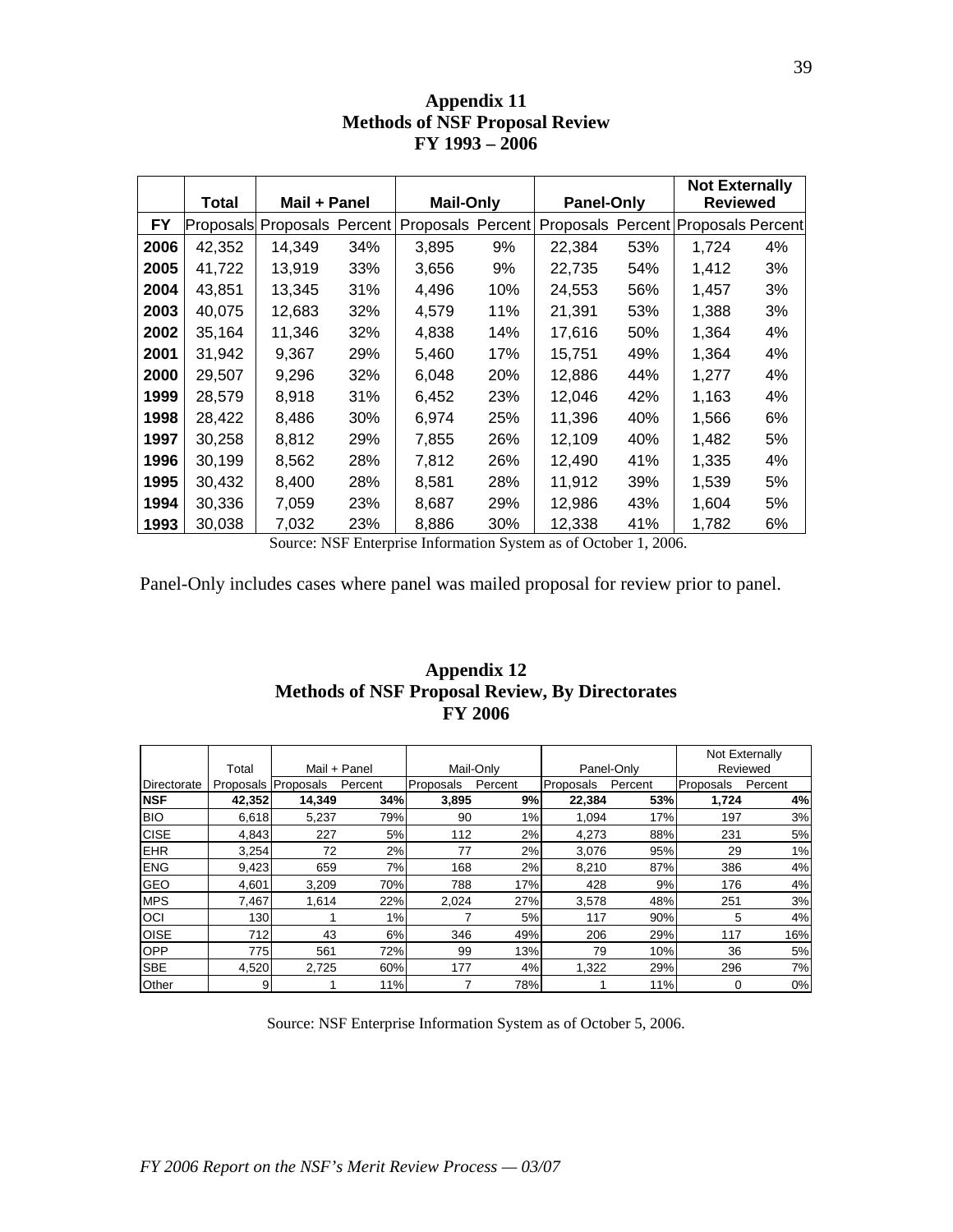# Appendix 11
## Methods of NSF Proposal Review
## FY 1993 – 2006

| | Total | Mail + Panel | | Mail-Only | | Panel-Only | | Not Externally Reviewed | |
|---|---|---|---|---|---|---|---|---|---|
| FY | Proposals | Proposals | Percent | Proposals | Percent | Proposals | Percent | Proposals | Percent |
| 2006 | 42,352 | 14,349 | 34% | 3,895 | 9% | 22,384 | 53% | 1,724 | 4% |
| 2005 | 41,722 | 13,919 | 33% | 3,656 | 9% | 22,735 | 54% | 1,412 | 3% |
| 2004 | 43,851 | 13,345 | 31% | 4,496 | 10% | 24,553 | 56% | 1,457 | 3% |
| 2003 | 40,075 | 12,683 | 32% | 4,579 | 11% | 21,391 | 53% | 1,388 | 3% |
| 2002 | 35,164 | 11,346 | 32% | 4,838 | 14% | 17,616 | 50% | 1,364 | 4% |
| 2001 | 31,942 | 9,367 | 29% | 5,460 | 17% | 15,751 | 49% | 1,364 | 4% |
| 2000 | 29,507 | 9,296 | 32% | 6,048 | 20% | 12,886 | 44% | 1,277 | 4% |
| 1999 | 28,579 | 8,918 | 31% | 6,452 | 23% | 12,046 | 42% | 1,163 | 4% |
| 1998 | 28,422 | 8,486 | 30% | 6,974 | 25% | 11,396 | 40% | 1,566 | 6% |
| 1997 | 30,258 | 8,812 | 29% | 7,855 | 26% | 12,109 | 40% | 1,482 | 5% |
| 1996 | 30,199 | 8,562 | 28% | 7,812 | 26% | 12,490 | 41% | 1,335 | 4% |
| 1995 | 30,432 | 8,400 | 28% | 8,581 | 28% | 11,912 | 39% | 1,539 | 5% |
| 1994 | 30,336 | 7,059 | 23% | 8,687 | 29% | 12,986 | 43% | 1,604 | 5% |
| 1993 | 30,038 | 7,032 | 23% | 8,886 | 30% | 12,338 | 41% | 1,782 | 6% |

Source: NSF Enterprise Information System as of October 1, 2006.

Panel-Only includes cases where panel was mailed proposal for review prior to panel.

# Appendix 12
## Methods of NSF Proposal Review, By Directorates
## FY 2006

| | Total | Mail + Panel | | Mail-Only | | Panel-Only | | Not Externally Reviewed | |
|---|---|---|---|---|---|---|---|---|---|
| Directorate | Proposals | Proposals | Percent | Proposals | Percent | Proposals | Percent | Proposals | Percent |
| **NSF** | **42,352** | **14,349** | **34%** | **3,895** | **9%** | **22,384** | **53%** | **1,724** | **4%** |
| BIO | 6,618 | 5,237 | 79% | 90 | 1% | 1,094 | 17% | 197 | 3% |
| CISE | 4,843 | 227 | 5% | 112 | 2% | 4,273 | 88% | 231 | 5% |
| EHR | 3,254 | 72 | 2% | 77 | 2% | 3,076 | 95% | 29 | 1% |
| ENG | 9,423 | 659 | 7% | 168 | 2% | 8,210 | 87% | 386 | 4% |
| GEO | 4,601 | 3,209 | 70% | 788 | 17% | 428 | 9% | 176 | 4% |
| MPS | 7,467 | 1,614 | 22% | 2,024 | 27% | 3,578 | 48% | 251 | 3% |
| OCI | 130 | 1 | 1% | 7 | 5% | 117 | 90% | 5 | 4% |
| OISE | 712 | 43 | 6% | 346 | 49% | 206 | 29% | 117 | 16% |
| OPP | 775 | 561 | 72% | 99 | 13% | 79 | 10% | 36 | 5% |
| SBE | 4,520 | 2,725 | 60% | 177 | 4% | 1,322 | 29% | 296 | 7% |
| Other | 9 | 1 | 11% | 7 | 78% | 1 | 11% | 0 | 0% |

Source: NSF Enterprise Information System as of October 5, 2006.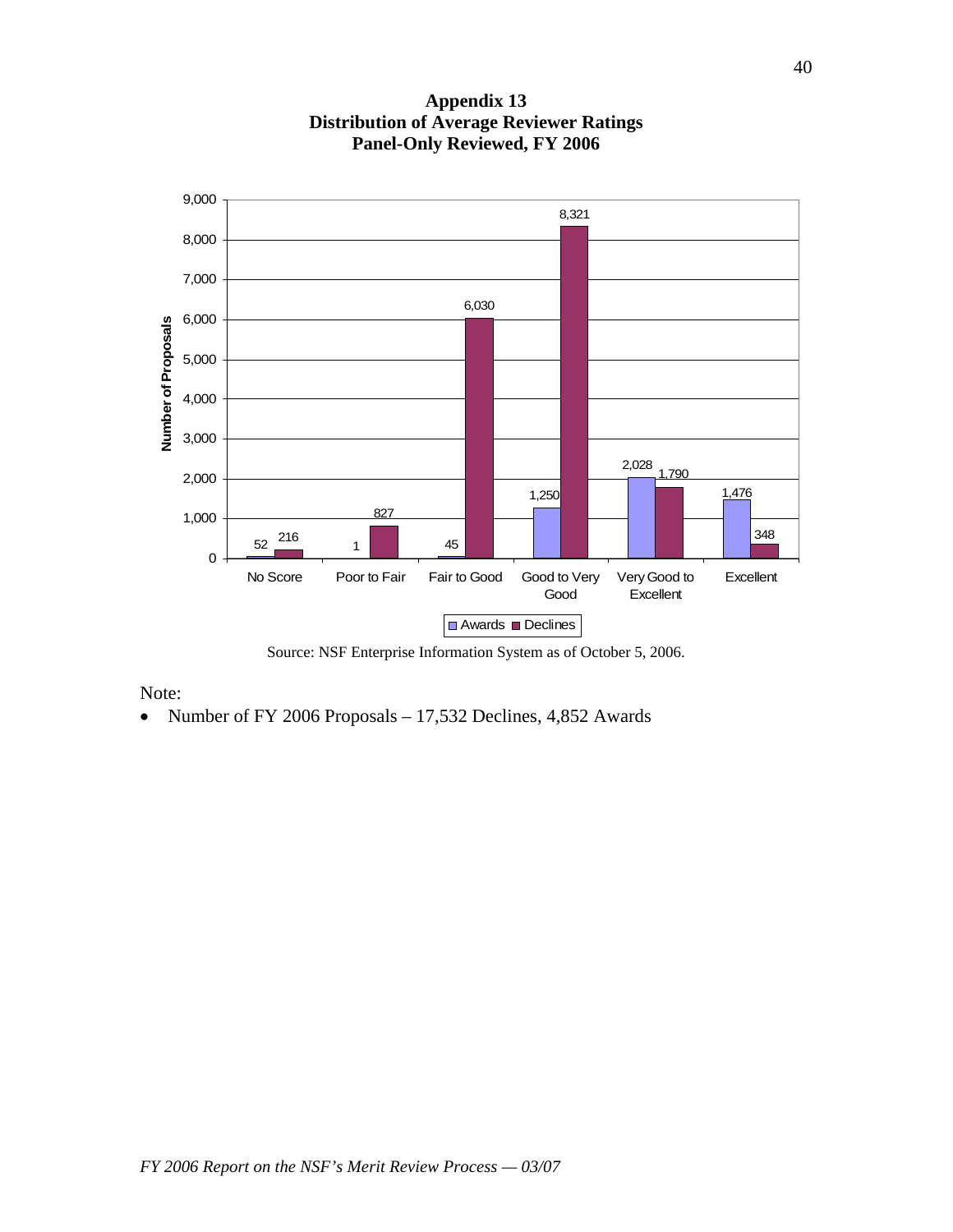# Appendix 13
## Distribution of Average Reviewer Ratings
## Panel-Only Reviewed, FY 2006

| Rating | Awards | Declines |
|---|---|---|
| No Score | 52 | 216 |
| Poor to Fair | 1 | 827 |
| Fair to Good | 45 | 6,030 |
| Good to Very Good | 1,250 | 8,321 |
| Very Good to Excellent | 2,028 | 1,790 |
| Excellent | 1,476 | 348 |

Source: NSF Enterprise Information System as of October 5, 2006.

Note:

- Number of FY 2006 Proposals – 17,532 Declines, 4,852 Awards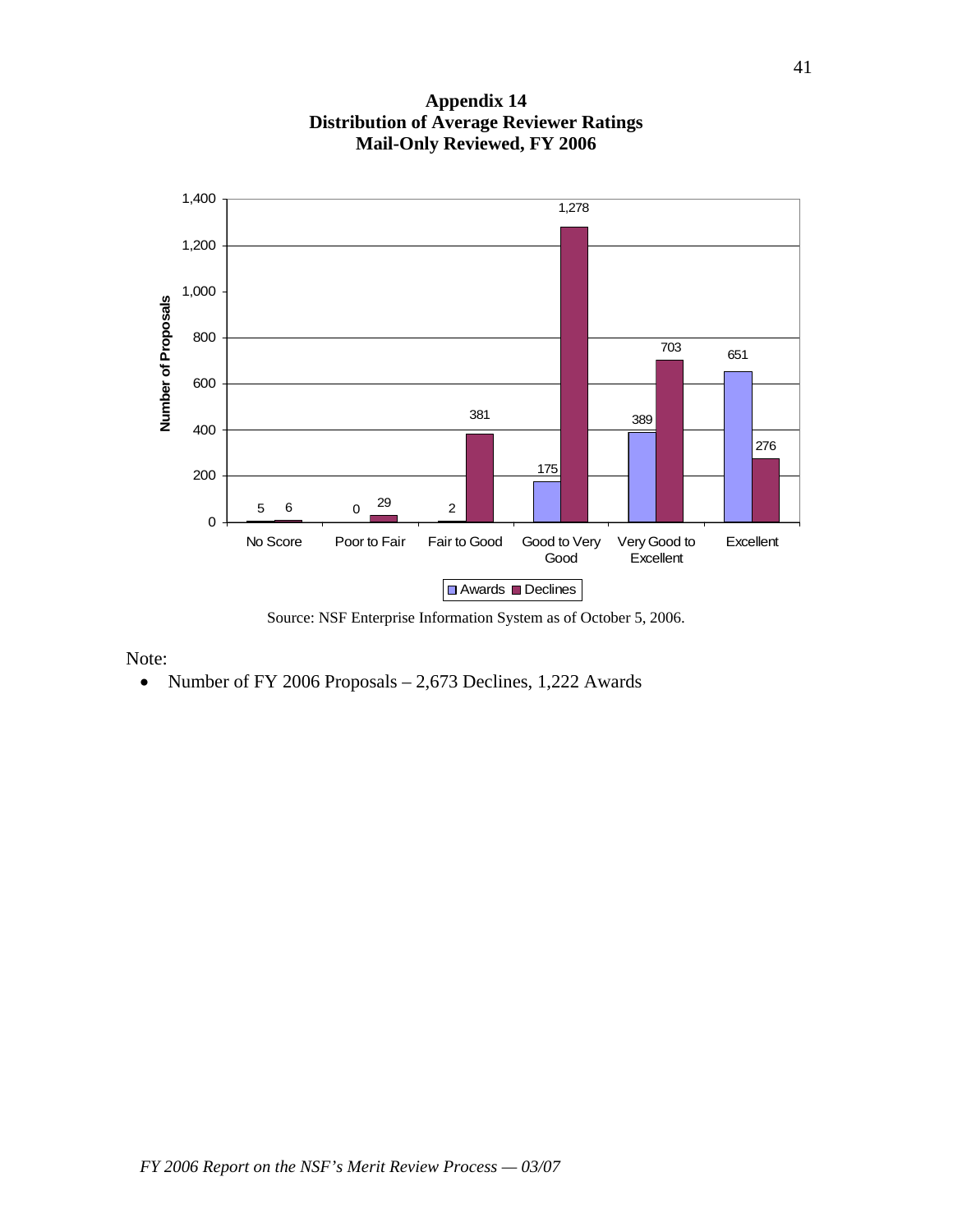# Appendix 14
## Distribution of Average Reviewer Ratings
## Mail-Only Reviewed, FY 2006

| | No Score | Poor to Fair | Fair to Good | Good to Very Good | Very Good to Excellent | Excellent |
|---|---|---|---|---|---|---|
| Awards | 5 | 0 | 2 | 175 | 389 | 651 |
| Declines | 6 | 29 | 381 | 1,278 | 703 | 276 |

Source: NSF Enterprise Information System as of October 5, 2006.

Note:

- Number of FY 2006 Proposals – 2,673 Declines, 1,222 Awards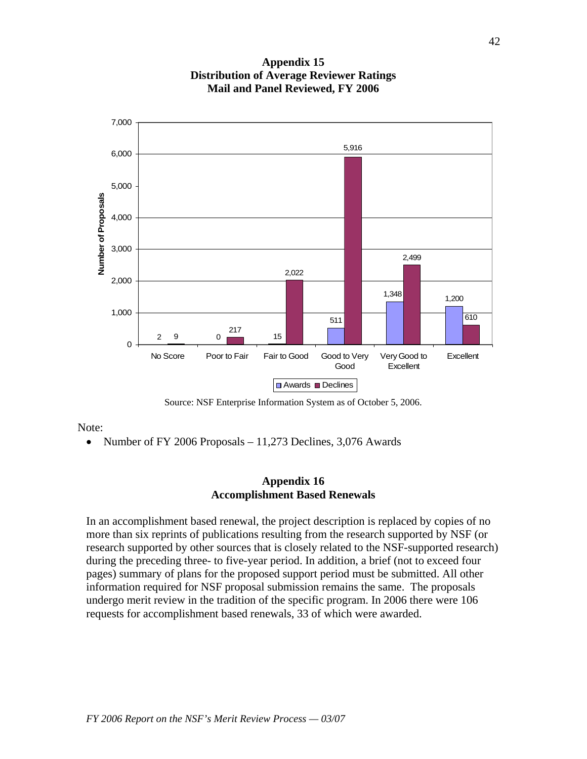## Appendix 15
## Distribution of Average Reviewer Ratings
## Mail and Panel Reviewed, FY 2006

| Rating | Awards | Declines |
|---|---|---|
| No Score | 2 | 9 |
| Poor to Fair | 0 | 217 |
| Fair to Good | 15 | 2,022 |
| Good to Very Good | 511 | 5,916 |
| Very Good to Excellent | 1,348 | 2,499 |
| Excellent | 1,200 | 610 |

Source: NSF Enterprise Information System as of October 5, 2006.

Note:

- Number of FY 2006 Proposals – 11,273 Declines, 3,076 Awards

## Appendix 16
## Accomplishment Based Renewals

In an accomplishment based renewal, the project description is replaced by copies of no more than six reprints of publications resulting from the research supported by NSF (or research supported by other sources that is closely related to the NSF-supported research) during the preceding three- to five-year period. In addition, a brief (not to exceed four pages) summary of plans for the proposed support period must be submitted. All other information required for NSF proposal submission remains the same. The proposals undergo merit review in the tradition of the specific program. In 2006 there were 106 requests for accomplishment based renewals, 33 of which were awarded.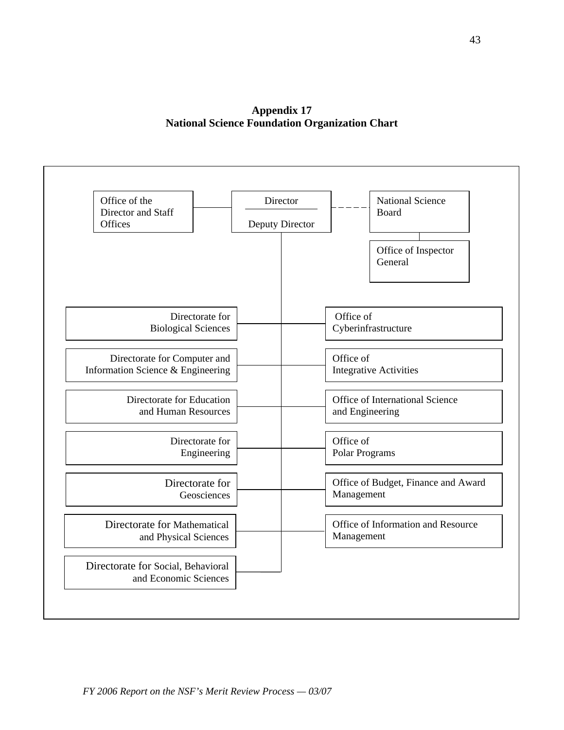**Appendix 17**
**National Science Foundation Organization Chart**

- Office of the Director and Staff Offices
- Director / Deputy Director
- National Science Board
  - Office of Inspector General

**Directorates:**

- Directorate for Biological Sciences
- Directorate for Computer and Information Science & Engineering
- Directorate for Education and Human Resources
- Directorate for Engineering
- Directorate for Geosciences
- Directorate for Mathematical and Physical Sciences
- Directorate for Social, Behavioral and Economic Sciences

**Offices:**

- Office of Cyberinfrastructure
- Office of Integrative Activities
- Office of International Science and Engineering
- Office of Polar Programs
- Office of Budget, Finance and Award Management
- Office of Information and Resource Management

*FY 2006 Report on the NSF's Merit Review Process — 03/07*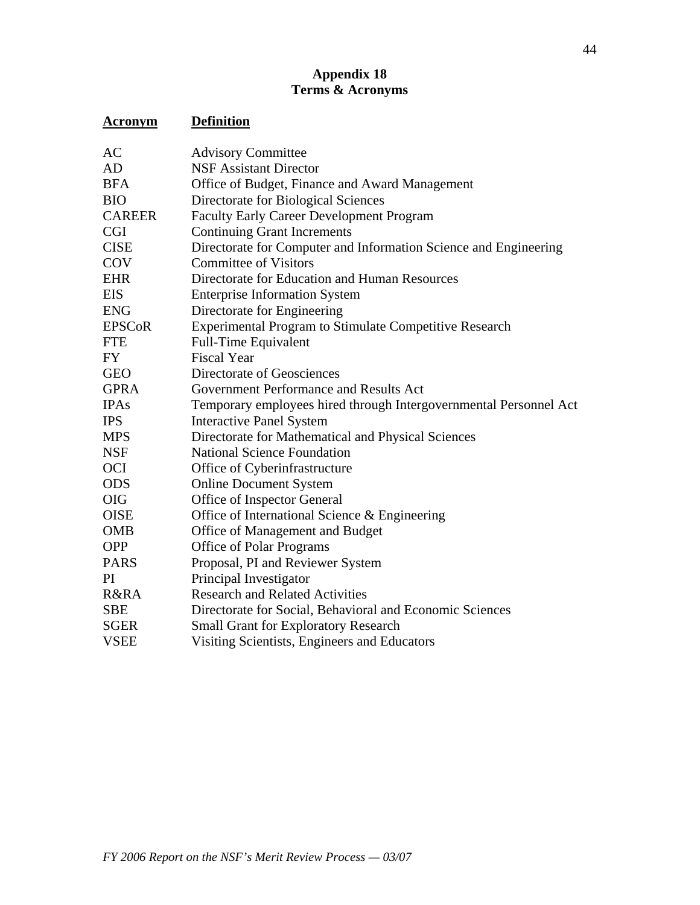# Appendix 18
## Terms & Acronyms

| Acronym | Definition |
|---|---|
| AC | Advisory Committee |
| AD | NSF Assistant Director |
| BFA | Office of Budget, Finance and Award Management |
| BIO | Directorate for Biological Sciences |
| CAREER | Faculty Early Career Development Program |
| CGI | Continuing Grant Increments |
| CISE | Directorate for Computer and Information Science and Engineering |
| COV | Committee of Visitors |
| EHR | Directorate for Education and Human Resources |
| EIS | Enterprise Information System |
| ENG | Directorate for Engineering |
| EPSCoR | Experimental Program to Stimulate Competitive Research |
| FTE | Full-Time Equivalent |
| FY | Fiscal Year |
| GEO | Directorate of Geosciences |
| GPRA | Government Performance and Results Act |
| IPAs | Temporary employees hired through Intergovernmental Personnel Act |
| IPS | Interactive Panel System |
| MPS | Directorate for Mathematical and Physical Sciences |
| NSF | National Science Foundation |
| OCI | Office of Cyberinfrastructure |
| ODS | Online Document System |
| OIG | Office of Inspector General |
| OISE | Office of International Science & Engineering |
| OMB | Office of Management and Budget |
| OPP | Office of Polar Programs |
| PARS | Proposal, PI and Reviewer System |
| PI | Principal Investigator |
| R&RA | Research and Related Activities |
| SBE | Directorate for Social, Behavioral and Economic Sciences |
| SGER | Small Grant for Exploratory Research |
| VSEE | Visiting Scientists, Engineers and Educators |